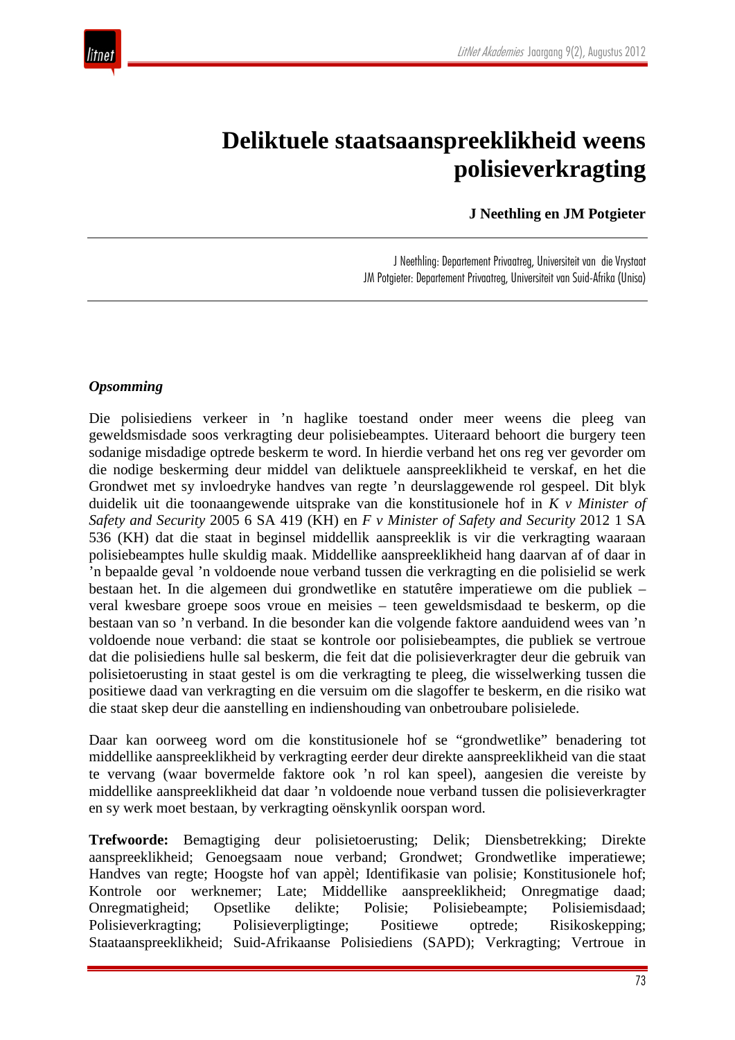# Deliktuele staatsaanspreeklikheid weens polisieverkragting

**J Neethling en JM Potgieter**

J Neethling: Departement Privaatreg, Universiteit van die Vrystaat
JM Potgieter: Departement Privaatreg, Universiteit van Suid-Afrika (Unisa)

### *Opsomming*

Die polisiediens verkeer in ’n haglike toestand onder meer weens die pleeg van geweldsmisdade soos verkragting deur polisiebeamptes. Uiteraard behoort die burgery teen sodanige misdadige optrede beskerm te word. In hierdie verband het ons reg vergevorder om die nodige beskerming deur middel van deliktuele aanspreeklikheid te verskaf, en het die Grondwet met sy invloedryke handves van regte ’n deurslaggewende rol gespeel. Dit blyk duidelik uit die toonaangewende uitsprake van die konstitusionele hof in *K v Minister of Safety and Security* 2005 6 SA 419 (KH) en *F v Minister of Safety and Security* 2012 1 SA 536 (KH) dat die staat in beginsel middellik aanspreeklik is vir die verkragting waaraan polisiebeamptes hulle skuldig maak. Middellike aanspreeklikheid hang daarvan af of daar in ’n bepaalde geval ’n voldoende noue verband tussen die verkragting en die polisielid se werk bestaan het. In die algemeen dui grondwetlike en statutêre imperatiewe om die publiek – veral kwesbare groepe soos vroue en meisies – teen geweldsmisdaad te beskerm, op die bestaan van so ’n verband. In die besonder kan die volgende faktore aanduidend wees van ’n voldoende noue verband: die staat se kontrole oor polisiebeamptes, die publiek se vertroue dat die polisiediens hulle sal beskerm, die feit dat die polisieverkragter deur die gebruik van polisietoerusting in staat gestel is om die verkragting te pleeg, die wisselwerking tussen die positiewe daad van verkragting en die versuim om die slagoffer te beskerm, en die risiko wat die staat skep deur die aanstelling en indienshouding van onbetroubare polisielede.

Daar kan oorweeg word om die konstitusionele hof se “grondwetlike” benadering tot middellike aanspreeklikheid by verkragting eerder deur direkte aanspreeklikheid van die staat te vervang (waar bovermelde faktore ook ’n rol kan speel), aangesien die vereiste by middellike aanspreeklikheid dat daar ’n voldoende noue verband tussen die polisieverkragter en sy werk moet bestaan, by verkragting oënskynlik oorspan word.

**Trefwoorde:** Bemagtiging deur polisietoerusting; Delik; Diensbetrekking; Direkte aanspreeklikheid; Genoegsaam noue verband; Grondwet; Grondwetlike imperatiewe; Handves van regte; Hoogste hof van appèl; Identifikasie van polisie; Konstitusionele hof; Kontrole oor werknemer; Late; Middellike aanspreeklikheid; Onregmatige daad; Onregmatigheid; Opsetlike delikte; Polisie; Polisiebeampte; Polisiemisdaad; Polisieverkragting; Polisieverpligtinge; Positiewe optrede; Risikoskepping; Staataanspreeklikheid; Suid-Afrikaanse Polisiediens (SAPD); Verkragting; Vertroue in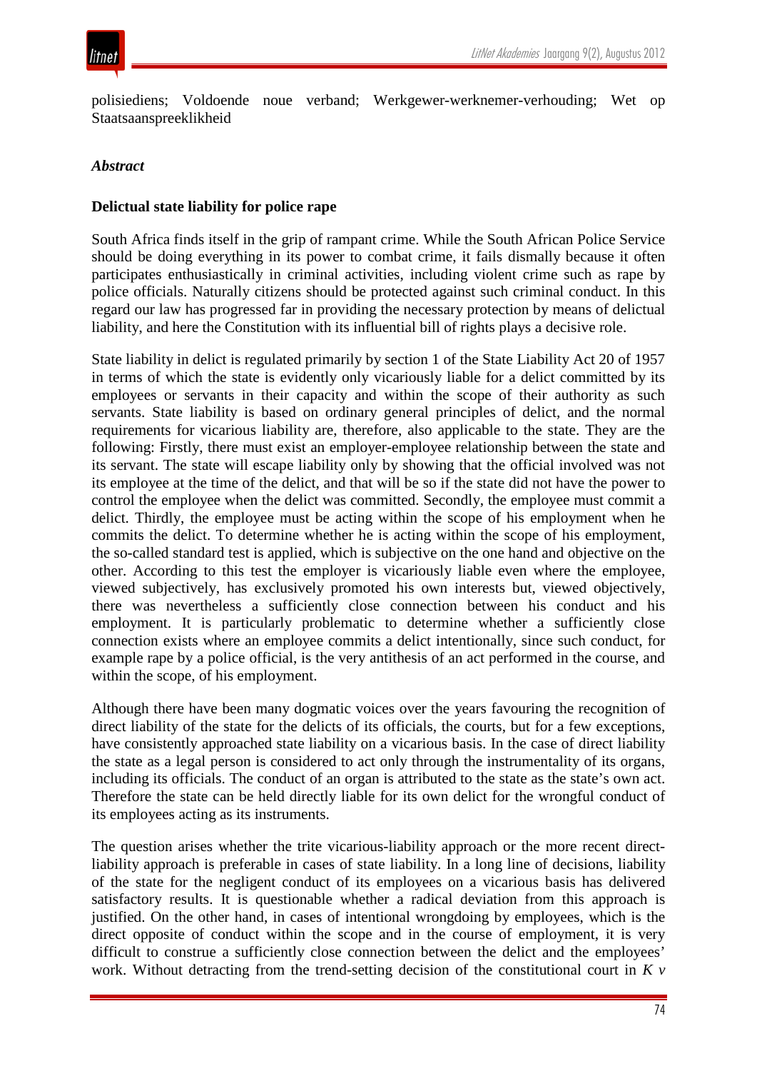polisiediens; Voldoende noue verband; Werkgewer-werknemer-verhouding; Wet op Staatsaanspreeklikheid

### *Abstract*

### **Delictual state liability for police rape**

South Africa finds itself in the grip of rampant crime. While the South African Police Service should be doing everything in its power to combat crime, it fails dismally because it often participates enthusiastically in criminal activities, including violent crime such as rape by police officials. Naturally citizens should be protected against such criminal conduct. In this regard our law has progressed far in providing the necessary protection by means of delictual liability, and here the Constitution with its influential bill of rights plays a decisive role.

State liability in delict is regulated primarily by section 1 of the State Liability Act 20 of 1957 in terms of which the state is evidently only vicariously liable for a delict committed by its employees or servants in their capacity and within the scope of their authority as such servants. State liability is based on ordinary general principles of delict, and the normal requirements for vicarious liability are, therefore, also applicable to the state. They are the following: Firstly, there must exist an employer-employee relationship between the state and its servant. The state will escape liability only by showing that the official involved was not its employee at the time of the delict, and that will be so if the state did not have the power to control the employee when the delict was committed. Secondly, the employee must commit a delict. Thirdly, the employee must be acting within the scope of his employment when he commits the delict. To determine whether he is acting within the scope of his employment, the so-called standard test is applied, which is subjective on the one hand and objective on the other. According to this test the employer is vicariously liable even where the employee, viewed subjectively, has exclusively promoted his own interests but, viewed objectively, there was nevertheless a sufficiently close connection between his conduct and his employment. It is particularly problematic to determine whether a sufficiently close connection exists where an employee commits a delict intentionally, since such conduct, for example rape by a police official, is the very antithesis of an act performed in the course, and within the scope, of his employment.

Although there have been many dogmatic voices over the years favouring the recognition of direct liability of the state for the delicts of its officials, the courts, but for a few exceptions, have consistently approached state liability on a vicarious basis. In the case of direct liability the state as a legal person is considered to act only through the instrumentality of its organs, including its officials. The conduct of an organ is attributed to the state as the state's own act. Therefore the state can be held directly liable for its own delict for the wrongful conduct of its employees acting as its instruments.

The question arises whether the trite vicarious-liability approach or the more recent direct-liability approach is preferable in cases of state liability. In a long line of decisions, liability of the state for the negligent conduct of its employees on a vicarious basis has delivered satisfactory results. It is questionable whether a radical deviation from this approach is justified. On the other hand, in cases of intentional wrongdoing by employees, which is the direct opposite of conduct within the scope and in the course of employment, it is very difficult to construe a sufficiently close connection between the delict and the employees' work. Without detracting from the trend-setting decision of the constitutional court in *K v*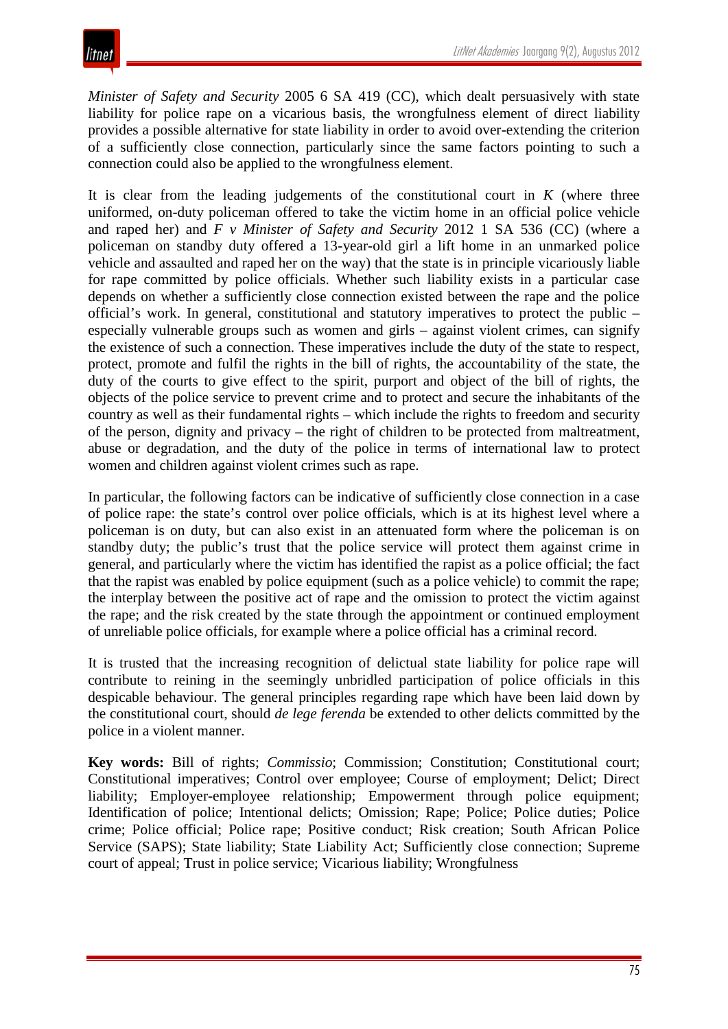*Minister of Safety and Security* 2005 6 SA 419 (CC), which dealt persuasively with state liability for police rape on a vicarious basis, the wrongfulness element of direct liability provides a possible alternative for state liability in order to avoid over-extending the criterion of a sufficiently close connection, particularly since the same factors pointing to such a connection could also be applied to the wrongfulness element.

It is clear from the leading judgements of the constitutional court in *K* (where three uniformed, on-duty policeman offered to take the victim home in an official police vehicle and raped her) and *F v Minister of Safety and Security* 2012 1 SA 536 (CC) (where a policeman on standby duty offered a 13-year-old girl a lift home in an unmarked police vehicle and assaulted and raped her on the way) that the state is in principle vicariously liable for rape committed by police officials. Whether such liability exists in a particular case depends on whether a sufficiently close connection existed between the rape and the police official's work. In general, constitutional and statutory imperatives to protect the public – especially vulnerable groups such as women and girls – against violent crimes, can signify the existence of such a connection. These imperatives include the duty of the state to respect, protect, promote and fulfil the rights in the bill of rights, the accountability of the state, the duty of the courts to give effect to the spirit, purport and object of the bill of rights, the objects of the police service to prevent crime and to protect and secure the inhabitants of the country as well as their fundamental rights – which include the rights to freedom and security of the person, dignity and privacy – the right of children to be protected from maltreatment, abuse or degradation, and the duty of the police in terms of international law to protect women and children against violent crimes such as rape.

In particular, the following factors can be indicative of sufficiently close connection in a case of police rape: the state's control over police officials, which is at its highest level where a policeman is on duty, but can also exist in an attenuated form where the policeman is on standby duty; the public's trust that the police service will protect them against crime in general, and particularly where the victim has identified the rapist as a police official; the fact that the rapist was enabled by police equipment (such as a police vehicle) to commit the rape; the interplay between the positive act of rape and the omission to protect the victim against the rape; and the risk created by the state through the appointment or continued employment of unreliable police officials, for example where a police official has a criminal record.

It is trusted that the increasing recognition of delictual state liability for police rape will contribute to reining in the seemingly unbridled participation of police officials in this despicable behaviour. The general principles regarding rape which have been laid down by the constitutional court, should *de lege ferenda* be extended to other delicts committed by the police in a violent manner.

**Key words:** Bill of rights; *Commissio*; Commission; Constitution; Constitutional court; Constitutional imperatives; Control over employee; Course of employment; Delict; Direct liability; Employer-employee relationship; Empowerment through police equipment; Identification of police; Intentional delicts; Omission; Rape; Police; Police duties; Police crime; Police official; Police rape; Positive conduct; Risk creation; South African Police Service (SAPS); State liability; State Liability Act; Sufficiently close connection; Supreme court of appeal; Trust in police service; Vicarious liability; Wrongfulness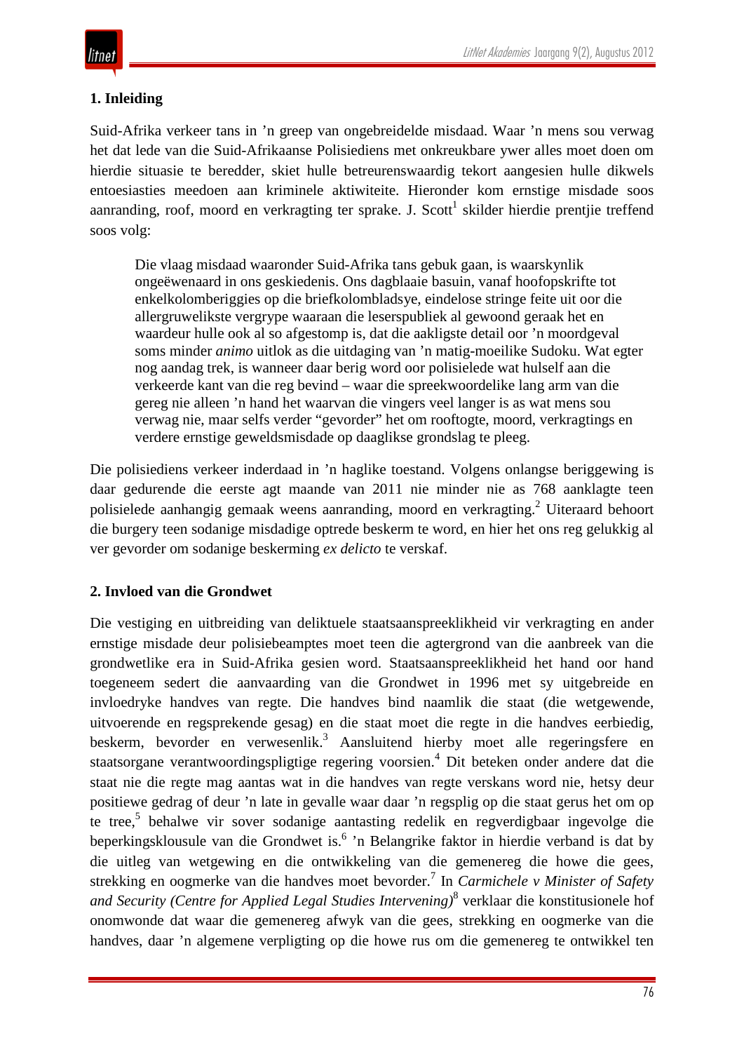## 1. Inleiding

Suid-Afrika verkeer tans in ’n greep van ongebreidelde misdaad. Waar ’n mens sou verwag het dat lede van die Suid-Afrikaanse Polisiediens met onkreukbare ywer alles moet doen om hierdie situasie te beredder, skiet hulle betreurenswaardig tekort aangesien hulle dikwels entoesiasties meedoen aan kriminele aktiwiteite. Hieronder kom ernstige misdade soos aanranding, roof, moord en verkragting ter sprake. J. Scott[1] skilder hierdie prentjie treffend soos volg:

> Die vlaag misdaad waaronder Suid-Afrika tans gebuk gaan, is waarskynlik ongeëwenaard in ons geskiedenis. Ons dagblaaie basuin, vanaf hoofopskrifte tot enkelkolomberiggies op die briefkolombladsye, eindelose stringe feite uit oor die allergruwelikste vergrype waaraan die leserspubliek al gewoond geraak het en waardeur hulle ook al so afgestomp is, dat die aakligste detail oor ’n moordgeval soms minder *animo* uitlok as die uitdaging van ’n matig-moeilike Sudoku. Wat egter nog aandag trek, is wanneer daar berig word oor polisielede wat hulself aan die verkeerde kant van die reg bevind – waar die spreekwoordelike lang arm van die gereg nie alleen ’n hand het waarvan die vingers veel langer is as wat mens sou verwag nie, maar selfs verder “gevorder” het om rooftogte, moord, verkragtings en verdere ernstige geweldsmisdade op daaglikse grondslag te pleeg.

Die polisiediens verkeer inderdaad in ’n haglike toestand. Volgens onlangse beriggewing is daar gedurende die eerste agt maande van 2011 nie minder nie as 768 aanklagte teen polisielede aanhangig gemaak weens aanranding, moord en verkragting.[2] Uiteraard behoort die burgery teen sodanige misdadige optrede beskerm te word, en hier het ons reg gelukkig al ver gevorder om sodanige beskerming *ex delicto* te verskaf.

## 2. Invloed van die Grondwet

Die vestiging en uitbreiding van deliktuele staatsaanspreeklikheid vir verkragting en ander ernstige misdade deur polisiebeamptes moet teen die agtergrond van die aanbreek van die grondwetlike era in Suid-Afrika gesien word. Staatsaanspreeklikheid het hand oor hand toegeneem sedert die aanvaarding van die Grondwet in 1996 met sy uitgebreide en invloedryke handves van regte. Die handves bind naamlik die staat (die wetgewende, uitvoerende en regsprekende gesag) en die staat moet die regte in die handves eerbiedig, beskerm, bevorder en verwesenlik.[3] Aansluitend hierby moet alle regeringsfere en staatsorgane verantwoordingspligtige regering voorsien.[4] Dit beteken onder andere dat die staat nie die regte mag aantas wat in die handves van regte verskans word nie, hetsy deur positiewe gedrag of deur ’n late in gevalle waar daar ’n regsplig op die staat gerus het om op te tree,[5] behalwe vir sover sodanige aantasting redelik en regverdigbaar ingevolge die beperkingsklousule van die Grondwet is.[6] ’n Belangrike faktor in hierdie verband is dat by die uitleg van wetgewing en die ontwikkeling van die gemenereg die howe die gees, strekking en oogmerke van die handves moet bevorder.[7] In *Carmichele v Minister of Safety and Security (Centre for Applied Legal Studies Intervening)*[8] verklaar die konstitusionele hof onomwonde dat waar die gemenereg afwyk van die gees, strekking en oogmerke van die handves, daar ’n algemene verpligting op die howe rus om die gemenereg te ontwikkel ten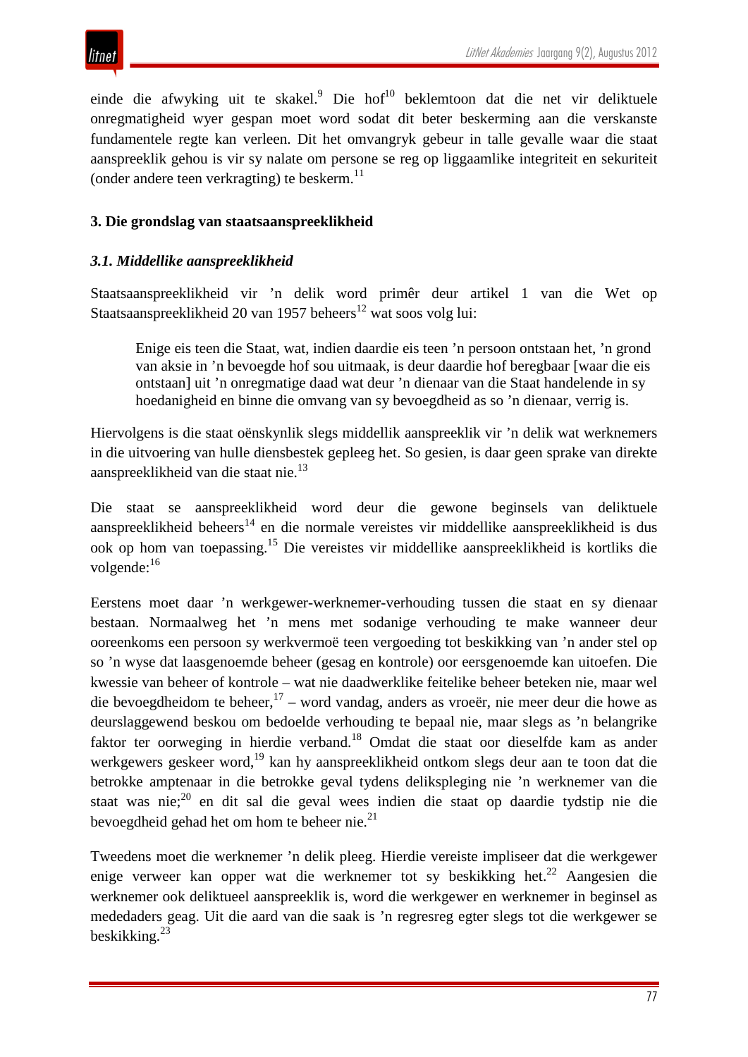einde die afwyking uit te skakel.[9] Die hof[10] beklemtoon dat die net vir deliktuele onregmatigheid wyer gespan moet word sodat dit beter beskerming aan die verskanste fundamentele regte kan verleen. Dit het omvangryk gebeur in talle gevalle waar die staat aanspreeklik gehou is vir sy nalate om persone se reg op liggaamlike integriteit en sekuriteit (onder andere teen verkragting) te beskerm.[11]

### 3. Die grondslag van staatsaanspreeklikheid

#### *3.1. Middellike aanspreeklikheid*

Staatsaanspreeklikheid vir ’n delik word primêr deur artikel 1 van die Wet op Staatsaanspreeklikheid 20 van 1957 beheers[12] wat soos volg lui:

> Enige eis teen die Staat, wat, indien daardie eis teen ’n persoon ontstaan het, ’n grond van aksie in ’n bevoegde hof sou uitmaak, is deur daardie hof beregbaar [waar die eis ontstaan] uit ’n onregmatige daad wat deur ’n dienaar van die Staat handelende in sy hoedanigheid en binne die omvang van sy bevoegdheid as so ’n dienaar, verrig is.

Hiervolgens is die staat oënskynlik slegs middellik aanspreeklik vir ’n delik wat werknemers in die uitvoering van hulle diensbestek gepleeg het. So gesien, is daar geen sprake van direkte aanspreeklikheid van die staat nie.[13]

Die staat se aanspreeklikheid word deur die gewone beginsels van deliktuele aanspreeklikheid beheers[14] en die normale vereistes vir middellike aanspreeklikheid is dus ook op hom van toepassing.[15] Die vereistes vir middellike aanspreeklikheid is kortliks die volgende:[16]

Eerstens moet daar ’n werkgewer-werknemer-verhouding tussen die staat en sy dienaar bestaan. Normaalweg het ’n mens met sodanige verhouding te make wanneer deur ooreenkoms een persoon sy werkvermoë teen vergoeding tot beskikking van ’n ander stel op so ’n wyse dat laasgenoemde beheer (gesag en kontrole) oor eersgenoemde kan uitoefen. Die kwessie van beheer of kontrole – wat nie daadwerklike feitelike beheer beteken nie, maar wel die bevoegdheidom te beheer,[17] – word vandag, anders as vroeër, nie meer deur die howe as deurslaggewend beskou om bedoelde verhouding te bepaal nie, maar slegs as ’n belangrike faktor ter oorweging in hierdie verband.[18] Omdat die staat oor dieselfde kam as ander werkgewers geskeer word,[19] kan hy aanspreeklikheid ontkom slegs deur aan te toon dat die betrokke amptenaar in die betrokke geval tydens delikspleging nie ’n werknemer van die staat was nie;[20] en dit sal die geval wees indien die staat op daardie tydstip nie die bevoegdheid gehad het om hom te beheer nie.[21]

Tweedens moet die werknemer ’n delik pleeg. Hierdie vereiste impliseer dat die werkgewer enige verweer kan opper wat die werknemer tot sy beskikking het.[22] Aangesien die werknemer ook deliktueel aanspreeklik is, word die werkgewer en werknemer in beginsel as mededaders geag. Uit die aard van die saak is ’n regresreg egter slegs tot die werkgewer se beskikking.[23]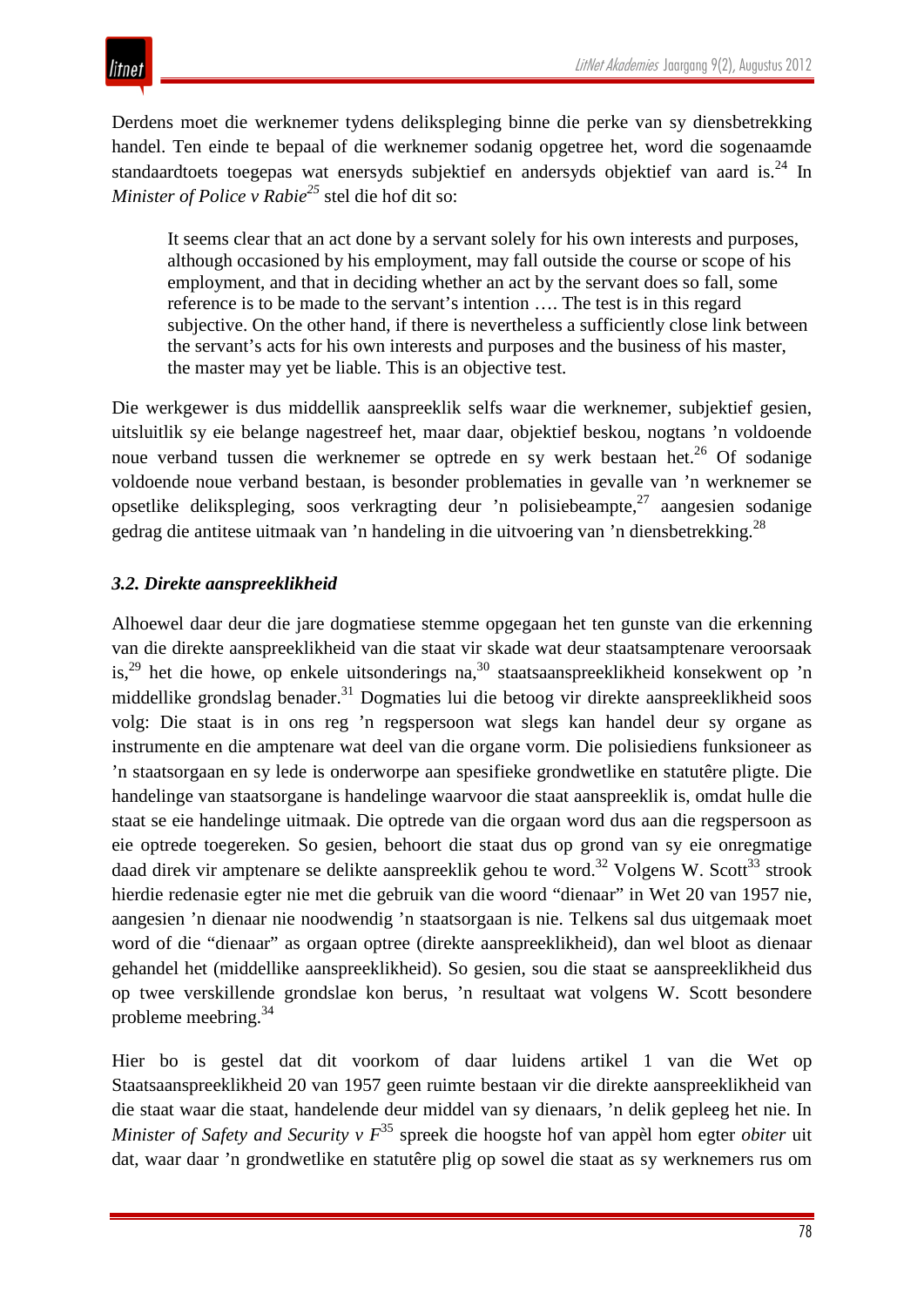Derdens moet die werknemer tydens delikspleging binne die perke van sy diensbetrekking handel. Ten einde te bepaal of die werknemer sodanig opgetree het, word die sogenaamde standaardtoets toegepas wat enersyds subjektief en andersyds objektief van aard is.[24] In *Minister of Police v Rabie*[25] stel die hof dit so:

> It seems clear that an act done by a servant solely for his own interests and purposes, although occasioned by his employment, may fall outside the course or scope of his employment, and that in deciding whether an act by the servant does so fall, some reference is to be made to the servant's intention …. The test is in this regard subjective. On the other hand, if there is nevertheless a sufficiently close link between the servant's acts for his own interests and purposes and the business of his master, the master may yet be liable. This is an objective test.

Die werkgewer is dus middellik aanspreeklik selfs waar die werknemer, subjektief gesien, uitsluitlik sy eie belange nagestreef het, maar daar, objektief beskou, nogtans 'n voldoende noue verband tussen die werknemer se optrede en sy werk bestaan het.[26] Of sodanige voldoende noue verband bestaan, is besonder problematies in gevalle van 'n werknemer se opsetlike delikspleging, soos verkragting deur 'n polisiebeampte,[27] aangesien sodanige gedrag die antitese uitmaak van 'n handeling in die uitvoering van 'n diensbetrekking.[28]

### *3.2. Direkte aanspreeklikheid*

Alhoewel daar deur die jare dogmatiese stemme opgegaan het ten gunste van die erkenning van die direkte aanspreeklikheid van die staat vir skade wat deur staatsamptenare veroorsaak is,[29] het die howe, op enkele uitsonderings na,[30] staatsaanspreeklikheid konsekwent op 'n middellike grondslag benader.[31] Dogmaties lui die betoog vir direkte aanspreeklikheid soos volg: Die staat is in ons reg 'n regspersoon wat slegs kan handel deur sy organe as instrumente en die amptenare wat deel van die organe vorm. Die polisiediens funksioneer as 'n staatsorgaan en sy lede is onderworpe aan spesifieke grondwetlike en statutêre pligte. Die handelinge van staatsorgane is handelinge waarvoor die staat aanspreeklik is, omdat hulle die staat se eie handelinge uitmaak. Die optrede van die orgaan word dus aan die regspersoon as eie optrede toegereken. So gesien, behoort die staat dus op grond van sy eie onregmatige daad direk vir amptenare se delikte aanspreeklik gehou te word.[32] Volgens W. Scott[33] strook hierdie redenasie egter nie met die gebruik van die woord "dienaar" in Wet 20 van 1957 nie, aangesien 'n dienaar nie noodwendig 'n staatsorgaan is nie. Telkens sal dus uitgemaak moet word of die "dienaar" as orgaan optree (direkte aanspreeklikheid), dan wel bloot as dienaar gehandel het (middellike aanspreeklikheid). So gesien, sou die staat se aanspreeklikheid dus op twee verskillende grondslae kon berus, 'n resultaat wat volgens W. Scott besondere probleme meebring.[34]

Hier bo is gestel dat dit voorkom of daar luidens artikel 1 van die Wet op Staatsaanspreeklikheid 20 van 1957 geen ruimte bestaan vir die direkte aanspreeklikheid van die staat waar die staat, handelende deur middel van sy dienaars, 'n delik gepleeg het nie. In *Minister of Safety and Security v F*[35] spreek die hoogste hof van appèl hom egter *obiter* uit dat, waar daar 'n grondwetlike en statutêre plig op sowel die staat as sy werknemers rus om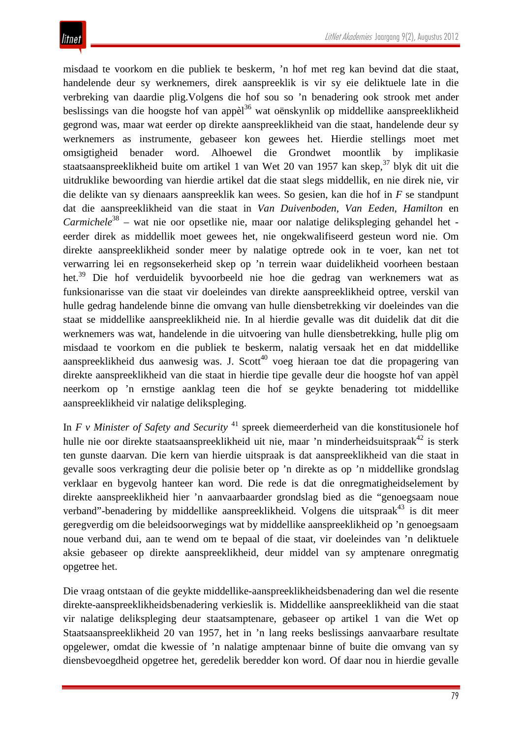misdaad te voorkom en die publiek te beskerm, 'n hof met reg kan bevind dat die staat, handelende deur sy werknemers, direk aanspreeklik is vir sy eie deliktuele late in die verbreking van daardie plig.Volgens die hof sou so 'n benadering ook strook met ander beslissings van die hoogste hof van appèl[36] wat oënskynlik op middellike aanspreeklikheid gegrond was, maar wat eerder op direkte aanspreeklikheid van die staat, handelende deur sy werknemers as instrumente, gebaseer kon gewees het. Hierdie stellings moet met omsigtigheid benader word. Alhoewel die Grondwet moontlik by implikasie staatsaanspreeklikheid buite om artikel 1 van Wet 20 van 1957 kan skep,[37] blyk dit uit die uitdruklike bewoording van hierdie artikel dat die staat slegs middellik, en nie direk nie, vir die delikte van sy dienaars aanspreeklik kan wees. So gesien, kan die hof in *F* se standpunt dat die aanspreeklikheid van die staat in *Van Duivenboden*, *Van Eeden*, *Hamilton* en *Carmichele*[38] – wat nie oor opsetlike nie, maar oor nalatige delikspleging gehandel het - eerder direk as middellik moet gewees het, nie ongekwalifiseerd gesteun word nie. Om direkte aanspreeklikheid sonder meer by nalatige optrede ook in te voer, kan net tot verwarring lei en regsonsekerheid skep op 'n terrein waar duidelikheid voorheen bestaan het.[39] Die hof verduidelik byvoorbeeld nie hoe die gedrag van werknemers wat as funksionarisse van die staat vir doeleindes van direkte aanspreeklikheid optree, verskil van hulle gedrag handelende binne die omvang van hulle diensbetrekking vir doeleindes van die staat se middellike aanspreeklikheid nie. In al hierdie gevalle was dit duidelik dat dit die werknemers was wat, handelende in die uitvoering van hulle diensbetrekking, hulle plig om misdaad te voorkom en die publiek te beskerm, nalatig versaak het en dat middellike aanspreeklikheid dus aanwesig was. J. Scott[40] voeg hieraan toe dat die propagering van direkte aanspreeklikheid van die staat in hierdie tipe gevalle deur die hoogste hof van appèl neerkom op 'n ernstige aanklag teen die hof se geykte benadering tot middellike aanspreeklikheid vir nalatige delikspleging.

In *F v Minister of Safety and Security* [41] spreek diemeerderheid van die konstitusionele hof hulle nie oor direkte staatsaanspreeklikheid uit nie, maar 'n minderheidsuitspraak[42] is sterk ten gunste daarvan. Die kern van hierdie uitspraak is dat aanspreeklikheid van die staat in gevalle soos verkragting deur die polisie beter op 'n direkte as op 'n middellike grondslag verklaar en bygevolg hanteer kan word. Die rede is dat die onregmatigheidselement by direkte aanspreeklikheid hier 'n aanvaarbaarder grondslag bied as die "genoegsaam noue verband"-benadering by middellike aanspreeklikheid. Volgens die uitspraak[43] is dit meer geregverdig om die beleidsoorwegings wat by middellike aanspreeklikheid op 'n genoegsaam noue verband dui, aan te wend om te bepaal of die staat, vir doeleindes van 'n deliktuele aksie gebaseer op direkte aanspreeklikheid, deur middel van sy amptenare onregmatig opgetree het.

Die vraag ontstaan of die geykte middellike-aanspreeklikheidsbenadering dan wel die resente direkte-aanspreeklikheidsbenadering verkieslik is. Middellike aanspreeklikheid van die staat vir nalatige delikspleging deur staatsamptenare, gebaseer op artikel 1 van die Wet op Staatsaanspreeklikheid 20 van 1957, het in 'n lang reeks beslissings aanvaarbare resultate opgelewer, omdat die kwessie of 'n nalatige amptenaar binne of buite die omvang van sy diensbevoegdheid opgetree het, geredelik beredder kon word. Of daar nou in hierdie gevalle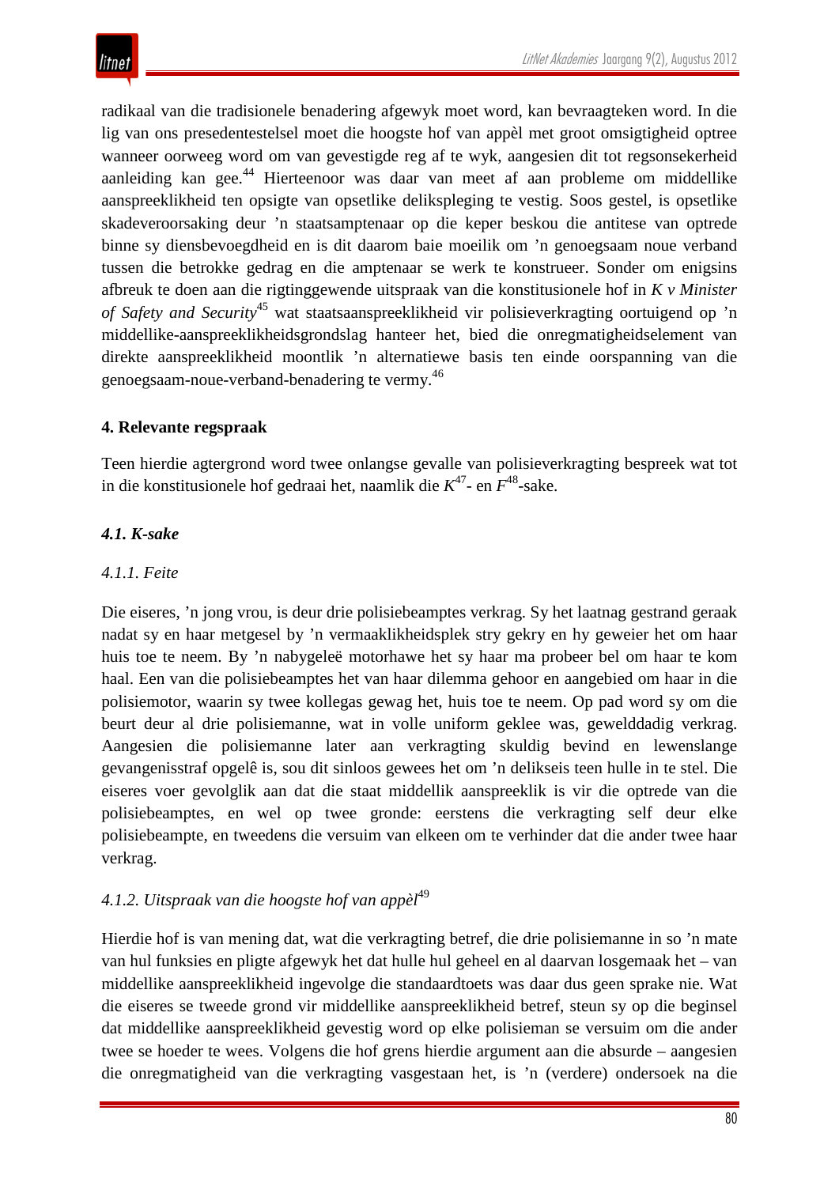radikaal van die tradisionele benadering afgewyk moet word, kan bevraagteken word. In die lig van ons presedentestelsel moet die hoogste hof van appèl met groot omsigtigheid optree wanneer oorweeg word om van gevestigde reg af te wyk, aangesien dit tot regsonsekerheid aanleiding kan gee.[44] Hierteenoor was daar van meet af aan probleme om middellike aanspreeklikheid ten opsigte van opsetlike delikspleging te vestig. Soos gestel, is opsetlike skadeveroorsaking deur ’n staatsamptenaar op die keper beskou die antitese van optrede binne sy diensbevoegdheid en is dit daarom baie moeilik om ’n genoegsaam noue verband tussen die betrokke gedrag en die amptenaar se werk te konstrueer. Sonder om enigsins afbreuk te doen aan die rigtinggewende uitspraak van die konstitusionele hof in *K v Minister of Safety and Security*[45] wat staatsaanspreeklikheid vir polisieverkragting oortuigend op ’n middellike-aanspreeklikheidsgrondslag hanteer het, bied die onregmatigheidselement van direkte aanspreeklikheid moontlik ’n alternatiewe basis ten einde oorspanning van die genoegsaam-noue-verband-benadering te vermy.[46]

## 4. Relevante regspraak

Teen hierdie agtergrond word twee onlangse gevalle van polisieverkragting bespreek wat tot in die konstitusionele hof gedraai het, naamlik die *K*[47]- en *F*[48]-sake.

### *4.1. K-sake*

#### *4.1.1. Feite*

Die eiseres, ’n jong vrou, is deur drie polisiebeamptes verkrag. Sy het laatnag gestrand geraak nadat sy en haar metgesel by ’n vermaaklikheidsplek stry gekry en hy geweier het om haar huis toe te neem. By ’n nabygeleë motorhawe het sy haar ma probeer bel om haar te kom haal. Een van die polisiebeamptes het van haar dilemma gehoor en aangebied om haar in die polisiemotor, waarin sy twee kollegas gewag het, huis toe te neem. Op pad word sy om die beurt deur al drie polisiemanne, wat in volle uniform geklee was, gewelddadig verkrag. Aangesien die polisiemanne later aan verkragting skuldig bevind en lewenslange gevangenisstraf opgelê is, sou dit sinloos gewees het om ’n delikseis teen hulle in te stel. Die eiseres voer gevolglik aan dat die staat middellik aanspreeklik is vir die optrede van die polisiebeamptes, en wel op twee gronde: eerstens die verkragting self deur elke polisiebeampte, en tweedens die versuim van elkeen om te verhinder dat die ander twee haar verkrag.

#### *4.1.2. Uitspraak van die hoogste hof van appèl*[49]

Hierdie hof is van mening dat, wat die verkragting betref, die drie polisiemanne in so ’n mate van hul funksies en pligte afgewyk het dat hulle hul geheel en al daarvan losgemaak het – van middellike aanspreeklikheid ingevolge die standaardtoets was daar dus geen sprake nie. Wat die eiseres se tweede grond vir middellike aanspreeklikheid betref, steun sy op die beginsel dat middellike aanspreeklikheid gevestig word op elke polisieman se versuim om die ander twee se hoeder te wees. Volgens die hof grens hierdie argument aan die absurde – aangesien die onregmatigheid van die verkragting vasgestaan het, is ’n (verdere) ondersoek na die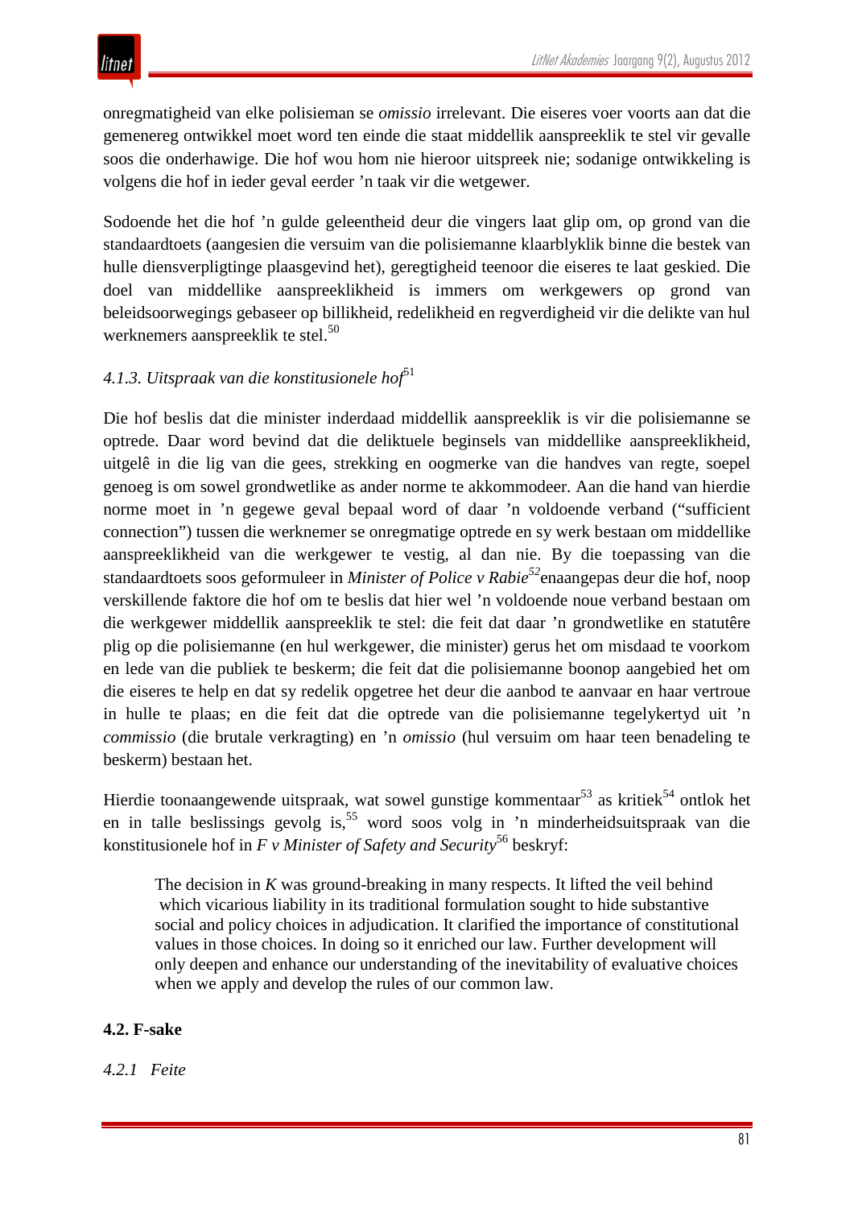onregmatigheid van elke polisieman se *omissio* irrelevant. Die eiseres voer voorts aan dat die gemenereg ontwikkel moet word ten einde die staat middellik aanspreeklik te stel vir gevalle soos die onderhawige. Die hof wou hom nie hieroor uitspreek nie; sodanige ontwikkeling is volgens die hof in ieder geval eerder ’n taak vir die wetgewer.

Sodoende het die hof ’n gulde geleentheid deur die vingers laat glip om, op grond van die standaardtoets (aangesien die versuim van die polisiemanne klaarblyklik binne die bestek van hulle diensverpligtinge plaasgevind het), geregtigheid teenoor die eiseres te laat geskied. Die doel van middellike aanspreeklikheid is immers om werkgewers op grond van beleidsoorwegings gebaseer op billikheid, redelikheid en regverdigheid vir die delikte van hul werknemers aanspreeklik te stel.[50]

*4.1.3. Uitspraak van die konstitusionele hof*[51]

Die hof beslis dat die minister inderdaad middellik aanspreeklik is vir die polisiemanne se optrede. Daar word bevind dat die deliktuele beginsels van middellike aanspreeklikheid, uitgelê in die lig van die gees, strekking en oogmerke van die handves van regte, soepel genoeg is om sowel grondwetlike as ander norme te akkommodeer. Aan die hand van hierdie norme moet in ’n gegewe geval bepaal word of daar ’n voldoende verband (“sufficient connection”) tussen die werknemer se onregmatige optrede en sy werk bestaan om middellike aanspreeklikheid van die werkgewer te vestig, al dan nie. By die toepassing van die standaardtoets soos geformuleer in *Minister of Police v Rabie*[52] enaangepas deur die hof, noop verskillende faktore die hof om te beslis dat hier wel ’n voldoende noue verband bestaan om die werkgewer middellik aanspreeklik te stel: die feit dat daar ’n grondwetlike en statutêre plig op die polisiemanne (en hul werkgewer, die minister) gerus het om misdaad te voorkom en lede van die publiek te beskerm; die feit dat die polisiemanne boonop aangebied het om die eiseres te help en dat sy redelik opgetree het deur die aanbod te aanvaar en haar vertroue in hulle te plaas; en die feit dat die optrede van die polisiemanne tegelykertyd uit ’n *commissio* (die brutale verkragting) en ’n *omissio* (hul versuim om haar teen benadeling te beskerm) bestaan het.

Hierdie toonaangewende uitspraak, wat sowel gunstige kommentaar[53] as kritiek[54] ontlok het en in talle beslissings gevolg is,[55] word soos volg in ’n minderheidsuitspraak van die konstitusionele hof in *F v Minister of Safety and Security*[56] beskryf:

> The decision in *K* was ground-breaking in many respects. It lifted the veil behind which vicarious liability in its traditional formulation sought to hide substantive social and policy choices in adjudication. It clarified the importance of constitutional values in those choices. In doing so it enriched our law. Further development will only deepen and enhance our understanding of the inevitability of evaluative choices when we apply and develop the rules of our common law.

**4.2. F-sake**

*4.2.1 Feite*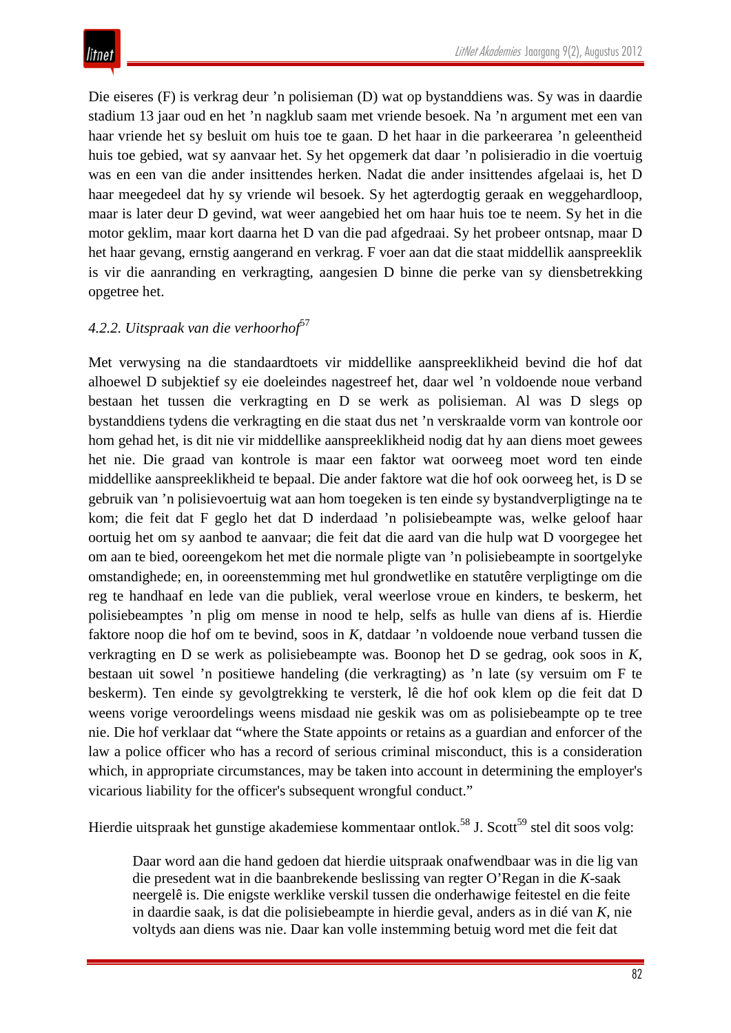Die eiseres (F) is verkrag deur 'n polisieman (D) wat op bystanddiens was. Sy was in daardie stadium 13 jaar oud en het 'n nagklub saam met vriende besoek. Na 'n argument met een van haar vriende het sy besluit om huis toe te gaan. D het haar in die parkeerarea 'n geleentheid huis toe gebied, wat sy aanvaar het. Sy het opgemerk dat daar 'n polisieradio in die voertuig was en een van die ander insittendes herken. Nadat die ander insittendes afgelaai is, het D haar meegedeel dat hy sy vriende wil besoek. Sy het agterdogtig geraak en weggehardloop, maar is later deur D gevind, wat weer aangebied het om haar huis toe te neem. Sy het in die motor geklim, maar kort daarna het D van die pad afgedraai. Sy het probeer ontsnap, maar D het haar gevang, ernstig aangerand en verkrag. F voer aan dat die staat middellik aanspreeklik is vir die aanranding en verkragting, aangesien D binne die perke van sy diensbetrekking opgetree het.

#### *4.2.2. Uitspraak van die verhoorhof*[57]

Met verwysing na die standaardtoets vir middellike aanspreeklikheid bevind die hof dat alhoewel D subjektief sy eie doeleindes nagestreef het, daar wel 'n voldoende noue verband bestaan het tussen die verkragting en D se werk as polisieman. Al was D slegs op bystanddiens tydens die verkragting en die staat dus net 'n verskraalde vorm van kontrole oor hom gehad het, is dit nie vir middellike aanspreeklikheid nodig dat hy aan diens moet gewees het nie. Die graad van kontrole is maar een faktor wat oorweeg moet word ten einde middellike aanspreeklikheid te bepaal. Die ander faktore wat die hof ook oorweeg het, is D se gebruik van 'n polisievoertuig wat aan hom toegeken is ten einde sy bystandverpligtinge na te kom; die feit dat F geglo het dat D inderdaad 'n polisiebeampte was, welke geloof haar oortuig het om sy aanbod te aanvaar; die feit dat die aard van die hulp wat D voorgegee het om aan te bied, ooreengekom het met die normale pligte van 'n polisiebeampte in soortgelyke omstandighede; en, in ooreenstemming met hul grondwetlike en statutêre verpligtinge om die reg te handhaaf en lede van die publiek, veral weerlose vroue en kinders, te beskerm, het polisiebeamptes 'n plig om mense in nood te help, selfs as hulle van diens af is. Hierdie faktore noop die hof om te bevind, soos in *K*, datdaar 'n voldoende noue verband tussen die verkragting en D se werk as polisiebeampte was. Boonop het D se gedrag, ook soos in *K*, bestaan uit sowel 'n positiewe handeling (die verkragting) as 'n late (sy versuim om F te beskerm). Ten einde sy gevolgtrekking te versterk, lê die hof ook klem op die feit dat D weens vorige veroordelings weens misdaad nie geskik was om as polisiebeampte op te tree nie. Die hof verklaar dat "where the State appoints or retains as a guardian and enforcer of the law a police officer who has a record of serious criminal misconduct, this is a consideration which, in appropriate circumstances, may be taken into account in determining the employer's vicarious liability for the officer's subsequent wrongful conduct."

Hierdie uitspraak het gunstige akademiese kommentaar ontlok.[58] J. Scott[59] stel dit soos volg:

> Daar word aan die hand gedoen dat hierdie uitspraak onafwendbaar was in die lig van die presedent wat in die baanbrekende beslissing van regter O'Regan in die *K*-saak neergelê is. Die enigste werklike verskil tussen die onderhawige feitestel en die feite in daardie saak, is dat die polisiebeampte in hierdie geval, anders as in dié van *K*, nie voltyds aan diens was nie. Daar kan volle instemming betuig word met die feit dat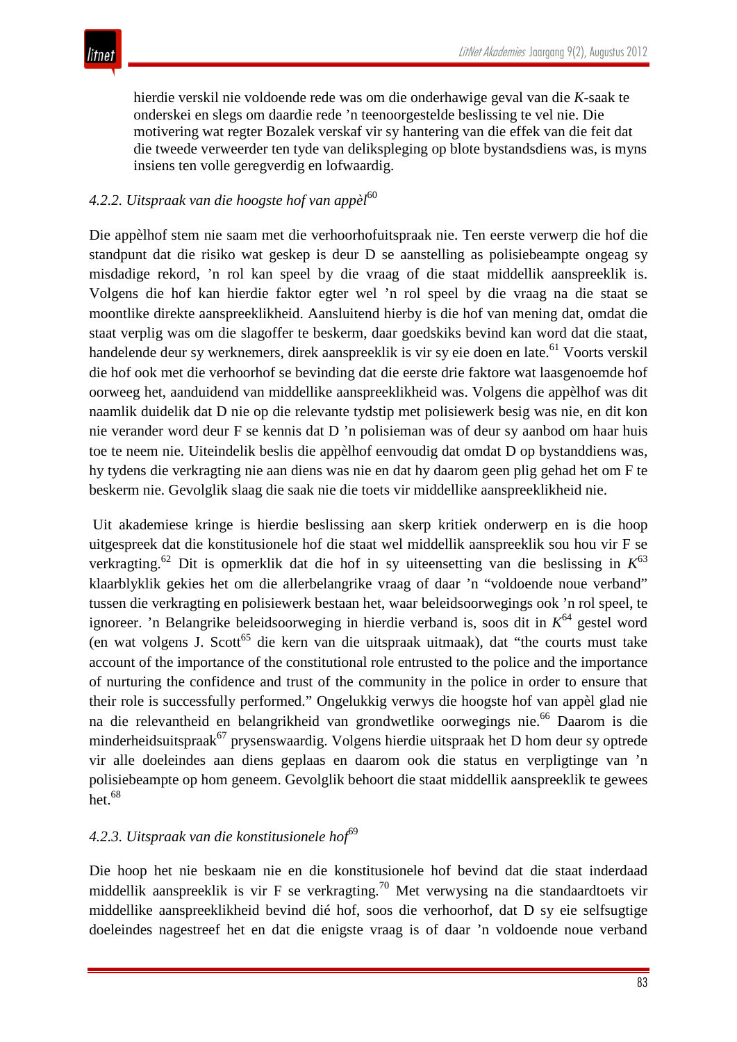hierdie verskil nie voldoende rede was om die onderhawige geval van die *K*-saak te onderskei en slegs om daardie rede 'n teenoorgestelde beslissing te vel nie. Die motivering wat regter Bozalek verskaf vir sy hantering van die effek van die feit dat die tweede verweerder ten tyde van delikspleging op blote bystandsdiens was, is myns insiens ten volle geregverdig en lofwaardig.

### *4.2.2. Uitspraak van die hoogste hof van appèl*[60]

Die appèlhof stem nie saam met die verhoorhofuitspraak nie. Ten eerste verwerp die hof die standpunt dat die risiko wat geskep is deur D se aanstelling as polisiebeampte ongeag sy misdadige rekord, 'n rol kan speel by die vraag of die staat middellik aanspreeklik is. Volgens die hof kan hierdie faktor egter wel 'n rol speel by die vraag na die staat se moontlike direkte aanspreeklikheid. Aansluitend hierby is die hof van mening dat, omdat die staat verplig was om die slagoffer te beskerm, daar goedskiks bevind kan word dat die staat, handelende deur sy werknemers, direk aanspreeklik is vir sy eie doen en late.[61] Voorts verskil die hof ook met die verhoorhof se bevinding dat die eerste drie faktore wat laasgenoemde hof oorweeg het, aanduidend van middellike aanspreeklikheid was. Volgens die appèlhof was dit naamlik duidelik dat D nie op die relevante tydstip met polisiewerk besig was nie, en dit kon nie verander word deur F se kennis dat D 'n polisieman was of deur sy aanbod om haar huis toe te neem nie. Uiteindelik beslis die appèlhof eenvoudig dat omdat D op bystanddiens was, hy tydens die verkragting nie aan diens was nie en dat hy daarom geen plig gehad het om F te beskerm nie. Gevolglik slaag die saak nie die toets vir middellike aanspreeklikheid nie.

Uit akademiese kringe is hierdie beslissing aan skerp kritiek onderwerp en is die hoop uitgespreek dat die konstitusionele hof die staat wel middellik aanspreeklik sou hou vir F se verkragting.[62] Dit is opmerklik dat die hof in sy uiteensetting van die beslissing in *K*[63] klaarblyklik gekies het om die allerbelangrike vraag of daar 'n "voldoende noue verband" tussen die verkragting en polisiewerk bestaan het, waar beleidsoorwegings ook 'n rol speel, te ignoreer. 'n Belangrike beleidsoorweging in hierdie verband is, soos dit in *K*[64] gestel word (en wat volgens J. Scott[65] die kern van die uitspraak uitmaak), dat "the courts must take account of the importance of the constitutional role entrusted to the police and the importance of nurturing the confidence and trust of the community in the police in order to ensure that their role is successfully performed." Ongelukkig verwys die hoogste hof van appèl glad nie na die relevantheid en belangrikheid van grondwetlike oorwegings nie.[66] Daarom is die minderheidsuitspraak[67] prysenswaardig. Volgens hierdie uitspraak het D hom deur sy optrede vir alle doeleindes aan diens geplaas en daarom ook die status en verpligtinge van 'n polisiebeampte op hom geneem. Gevolglik behoort die staat middellik aanspreeklik te gewees het.[68]

### *4.2.3. Uitspraak van die konstitusionele hof*[69]

Die hoop het nie beskaam nie en die konstitusionele hof bevind dat die staat inderdaad middellik aanspreeklik is vir F se verkragting.[70] Met verwysing na die standaardtoets vir middellike aanspreeklikheid bevind dié hof, soos die verhoorhof, dat D sy eie selfsugtige doeleindes nagestreef het en dat die enigste vraag is of daar 'n voldoende noue verband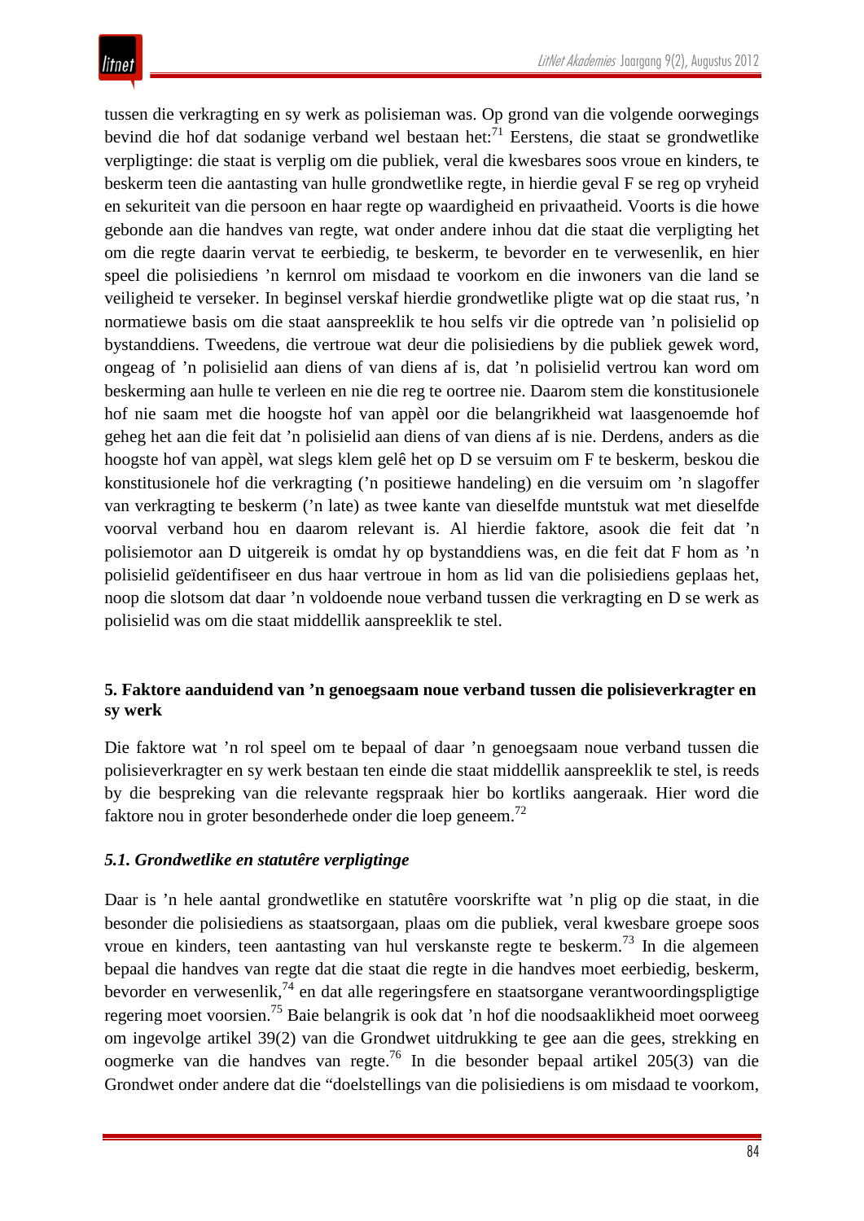tussen die verkragting en sy werk as polisieman was. Op grond van die volgende oorwegings bevind die hof dat sodanige verband wel bestaan het:[71] Eerstens, die staat se grondwetlike verpligtinge: die staat is verplig om die publiek, veral die kwesbares soos vroue en kinders, te beskerm teen die aantasting van hulle grondwetlike regte, in hierdie geval F se reg op vryheid en sekuriteit van die persoon en haar regte op waardigheid en privaatheid. Voorts is die howe gebonde aan die handves van regte, wat onder andere inhou dat die staat die verpligting het om die regte daarin vervat te eerbiedig, te beskerm, te bevorder en te verwesenlik, en hier speel die polisiediens 'n kernrol om misdaad te voorkom en die inwoners van die land se veiligheid te verseker. In beginsel verskaf hierdie grondwetlike pligte wat op die staat rus, 'n normatiewe basis om die staat aanspreeklik te hou selfs vir die optrede van 'n polisielid op bystanddiens. Tweedens, die vertroue wat deur die polisiediens by die publiek gewek word, ongeag of 'n polisielid aan diens of van diens af is, dat 'n polisielid vertrou kan word om beskerming aan hulle te verleen en nie die reg te oortree nie. Daarom stem die konstitusionele hof nie saam met die hoogste hof van appèl oor die belangrikheid wat laasgenoemde hof geheg het aan die feit dat 'n polisielid aan diens of van diens af is nie. Derdens, anders as die hoogste hof van appèl, wat slegs klem gelê het op D se versuim om F te beskerm, beskou die konstitusionele hof die verkragting ('n positiewe handeling) en die versuim om 'n slagoffer van verkragting te beskerm ('n late) as twee kante van dieselfde muntstuk wat met dieselfde voorval verband hou en daarom relevant is. Al hierdie faktore, asook die feit dat 'n polisiemotor aan D uitgereik is omdat hy op bystanddiens was, en die feit dat F hom as 'n polisielid geïdentifiseer en dus haar vertroue in hom as lid van die polisiediens geplaas het, noop die slotsom dat daar 'n voldoende noue verband tussen die verkragting en D se werk as polisielid was om die staat middellik aanspreeklik te stel.

## 5. Faktore aanduidend van 'n genoegsaam noue verband tussen die polisieverkragter en sy werk

Die faktore wat 'n rol speel om te bepaal of daar 'n genoegsaam noue verband tussen die polisieverkragter en sy werk bestaan ten einde die staat middellik aanspreeklik te stel, is reeds by die bespreking van die relevante regspraak hier bo kortliks aangeraak. Hier word die faktore nou in groter besonderhede onder die loep geneem.[72]

### *5.1. Grondwetlike en statutêre verpligtinge*

Daar is 'n hele aantal grondwetlike en statutêre voorskrifte wat 'n plig op die staat, in die besonder die polisiediens as staatsorgaan, plaas om die publiek, veral kwesbare groepe soos vroue en kinders, teen aantasting van hul verskanste regte te beskerm.[73] In die algemeen bepaal die handves van regte dat die staat die regte in die handves moet eerbiedig, beskerm, bevorder en verwesenlik,[74] en dat alle regeringsfere en staatsorgane verantwoordingspligtige regering moet voorsien.[75] Baie belangrik is ook dat 'n hof die noodsaaklikheid moet oorweeg om ingevolge artikel 39(2) van die Grondwet uitdrukking te gee aan die gees, strekking en oogmerke van die handves van regte.[76] In die besonder bepaal artikel 205(3) van die Grondwet onder andere dat die "doelstellings van die polisiediens is om misdaad te voorkom,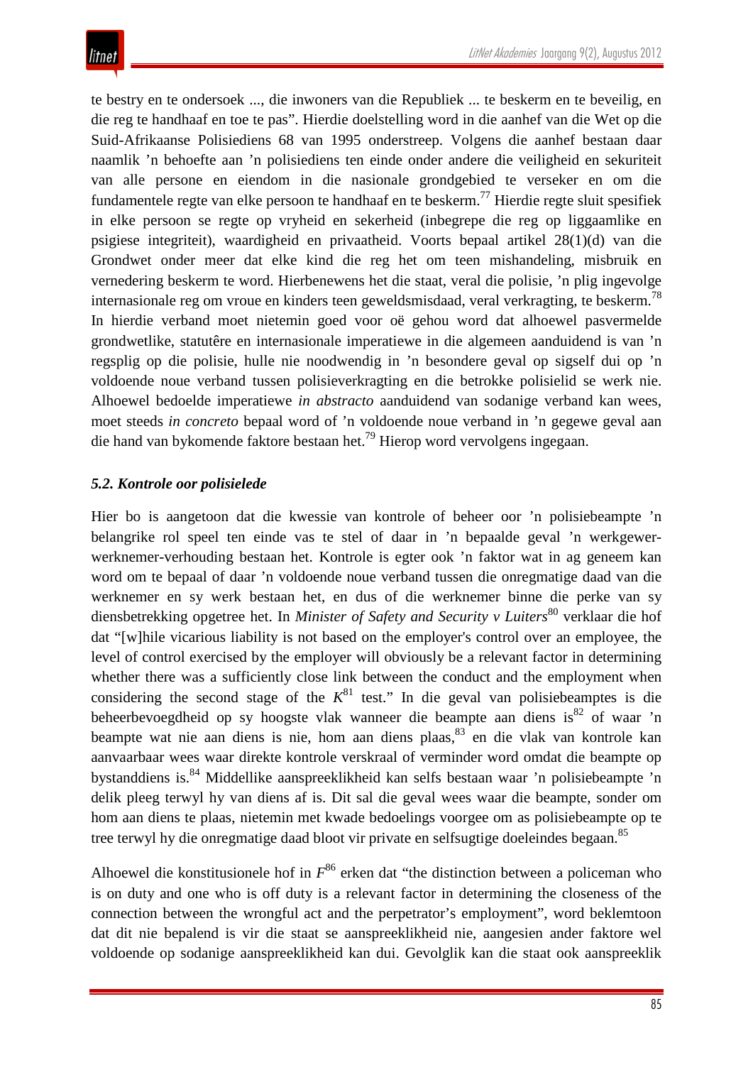te bestry en te ondersoek ..., die inwoners van die Republiek ... te beskerm en te beveilig, en die reg te handhaaf en toe te pas". Hierdie doelstelling word in die aanhef van die Wet op die Suid-Afrikaanse Polisiediens 68 van 1995 onderstreep. Volgens die aanhef bestaan daar naamlik 'n behoefte aan 'n polisiediens ten einde onder andere die veiligheid en sekuriteit van alle persone en eiendom in die nasionale grondgebied te verseker en om die fundamentele regte van elke persoon te handhaaf en te beskerm.[77] Hierdie regte sluit spesifiek in elke persoon se regte op vryheid en sekerheid (inbegrepe die reg op liggaamlike en psigiese integriteit), waardigheid en privaatheid. Voorts bepaal artikel 28(1)(d) van die Grondwet onder meer dat elke kind die reg het om teen mishandeling, misbruik en vernedering beskerm te word. Hierbenewens het die staat, veral die polisie, 'n plig ingevolge internasionale reg om vroue en kinders teen geweldsmisdaad, veral verkragting, te beskerm.[78] In hierdie verband moet nietemin goed voor oë gehou word dat alhoewel pasvermelde grondwetlike, statutêre en internasionale imperatiewe in die algemeen aanduidend is van 'n regsplig op die polisie, hulle nie noodwendig in 'n besondere geval op sigself dui op 'n voldoende noue verband tussen polisieverkragting en die betrokke polisielid se werk nie. Alhoewel bedoelde imperatiewe *in abstracto* aanduidend van sodanige verband kan wees, moet steeds *in concreto* bepaal word of 'n voldoende noue verband in 'n gegewe geval aan die hand van bykomende faktore bestaan het.[79] Hierop word vervolgens ingegaan.

### *5.2. Kontrole oor polisielede*

Hier bo is aangetoon dat die kwessie van kontrole of beheer oor 'n polisiebeampte 'n belangrike rol speel ten einde vas te stel of daar in 'n bepaalde geval 'n werkgewer-werknemer-verhouding bestaan het. Kontrole is egter ook 'n faktor wat in ag geneem kan word om te bepaal of daar 'n voldoende noue verband tussen die onregmatige daad van die werknemer en sy werk bestaan het, en dus of die werknemer binne die perke van sy diensbetrekking opgetree het. In *Minister of Safety and Security v Luiters*[80] verklaar die hof dat "[w]hile vicarious liability is not based on the employer's control over an employee, the level of control exercised by the employer will obviously be a relevant factor in determining whether there was a sufficiently close link between the conduct and the employment when considering the second stage of the *K*[81] test." In die geval van polisiebeamptes is die beheerbevoegdheid op sy hoogste vlak wanneer die beampte aan diens is[82] of waar 'n beampte wat nie aan diens is nie, hom aan diens plaas,[83] en die vlak van kontrole kan aanvaarbaar wees waar direkte kontrole verskraal of verminder word omdat die beampte op bystanddiens is.[84] Middellike aanspreeklikheid kan selfs bestaan waar 'n polisiebeampte 'n delik pleeg terwyl hy van diens af is. Dit sal die geval wees waar die beampte, sonder om hom aan diens te plaas, nietemin met kwade bedoelings voorgee om as polisiebeampte op te tree terwyl hy die onregmatige daad bloot vir private en selfsugtige doeleindes begaan.[85]

Alhoewel die konstitusionele hof in *F*[86] erken dat "the distinction between a policeman who is on duty and one who is off duty is a relevant factor in determining the closeness of the connection between the wrongful act and the perpetrator's employment", word beklemtoon dat dit nie bepalend is vir die staat se aanspreeklikheid nie, aangesien ander faktore wel voldoende op sodanige aanspreeklikheid kan dui. Gevolglik kan die staat ook aanspreeklik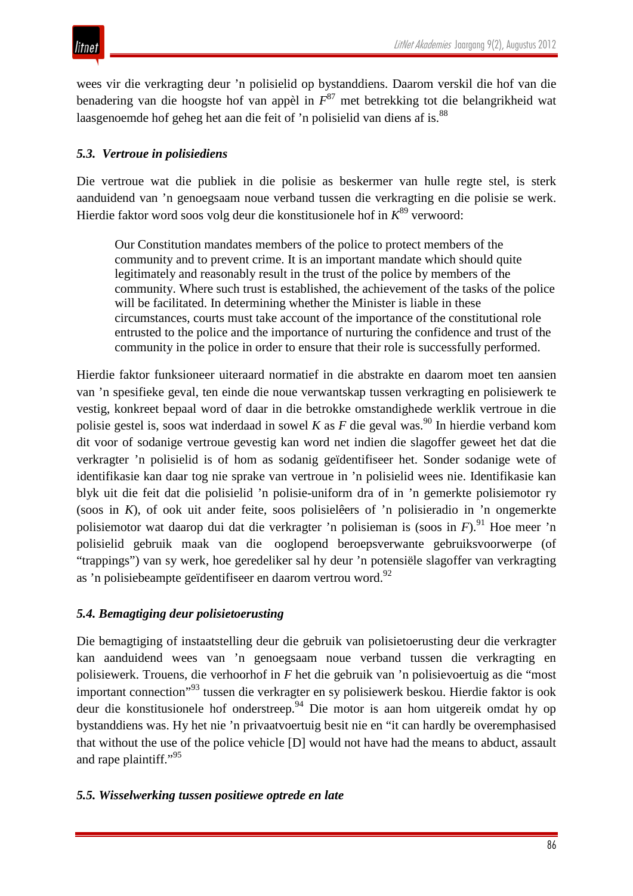wees vir die verkragting deur 'n polisielid op bystanddiens. Daarom verskil die hof van die benadering van die hoogste hof van appèl in *F*[87] met betrekking tot die belangrikheid wat laasgenoemde hof geheg het aan die feit of 'n polisielid van diens af is.[88]

### *5.3. Vertroue in polisiediens*

Die vertroue wat die publiek in die polisie as beskermer van hulle regte stel, is sterk aanduidend van 'n genoegsaam noue verband tussen die verkragting en die polisie se werk. Hierdie faktor word soos volg deur die konstitusionele hof in *K*[89] verwoord:

> Our Constitution mandates members of the police to protect members of the community and to prevent crime. It is an important mandate which should quite legitimately and reasonably result in the trust of the police by members of the community. Where such trust is established, the achievement of the tasks of the police will be facilitated. In determining whether the Minister is liable in these circumstances, courts must take account of the importance of the constitutional role entrusted to the police and the importance of nurturing the confidence and trust of the community in the police in order to ensure that their role is successfully performed.

Hierdie faktor funksioneer uiteraard normatief in die abstrakte en daarom moet ten aansien van 'n spesifieke geval, ten einde die noue verwantskap tussen verkragting en polisiewerk te vestig, konkreet bepaal word of daar in die betrokke omstandighede werklik vertroue in die polisie gestel is, soos wat inderdaad in sowel *K* as *F* die geval was.[90] In hierdie verband kom dit voor of sodanige vertroue gevestig kan word net indien die slagoffer geweet het dat die verkragter 'n polisielid is of hom as sodanig geïdentifiseer het. Sonder sodanige wete of identifikasie kan daar tog nie sprake van vertroue in 'n polisielid wees nie. Identifikasie kan blyk uit die feit dat die polisielid 'n polisie-uniform dra of in 'n gemerkte polisiemotor ry (soos in *K*), of ook uit ander feite, soos polisielêers of 'n polisieradio in 'n ongemerkte polisiemotor wat daarop dui dat die verkragter 'n polisieman is (soos in *F*).[91] Hoe meer 'n polisielid gebruik maak van die ooglopend beroepsverwante gebruiksvoorwerpe (of "trappings") van sy werk, hoe geredeliker sal hy deur 'n potensiële slagoffer van verkragting as 'n polisiebeampte geïdentifiseer en daarom vertrou word.[92]

### *5.4. Bemagtiging deur polisietoerusting*

Die bemagtiging of instaatstelling deur die gebruik van polisietoerusting deur die verkragter kan aanduidend wees van 'n genoegsaam noue verband tussen die verkragting en polisiewerk. Trouens, die verhoorhof in *F* het die gebruik van 'n polisievoertuig as die "most important connection"[93] tussen die verkragter en sy polisiewerk beskou. Hierdie faktor is ook deur die konstitusionele hof onderstreep.[94] Die motor is aan hom uitgereik omdat hy op bystanddiens was. Hy het nie 'n privaatvoertuig besit nie en "it can hardly be overemphasised that without the use of the police vehicle [D] would not have had the means to abduct, assault and rape plaintiff."[95]

### *5.5. Wisselwerking tussen positiewe optrede en late*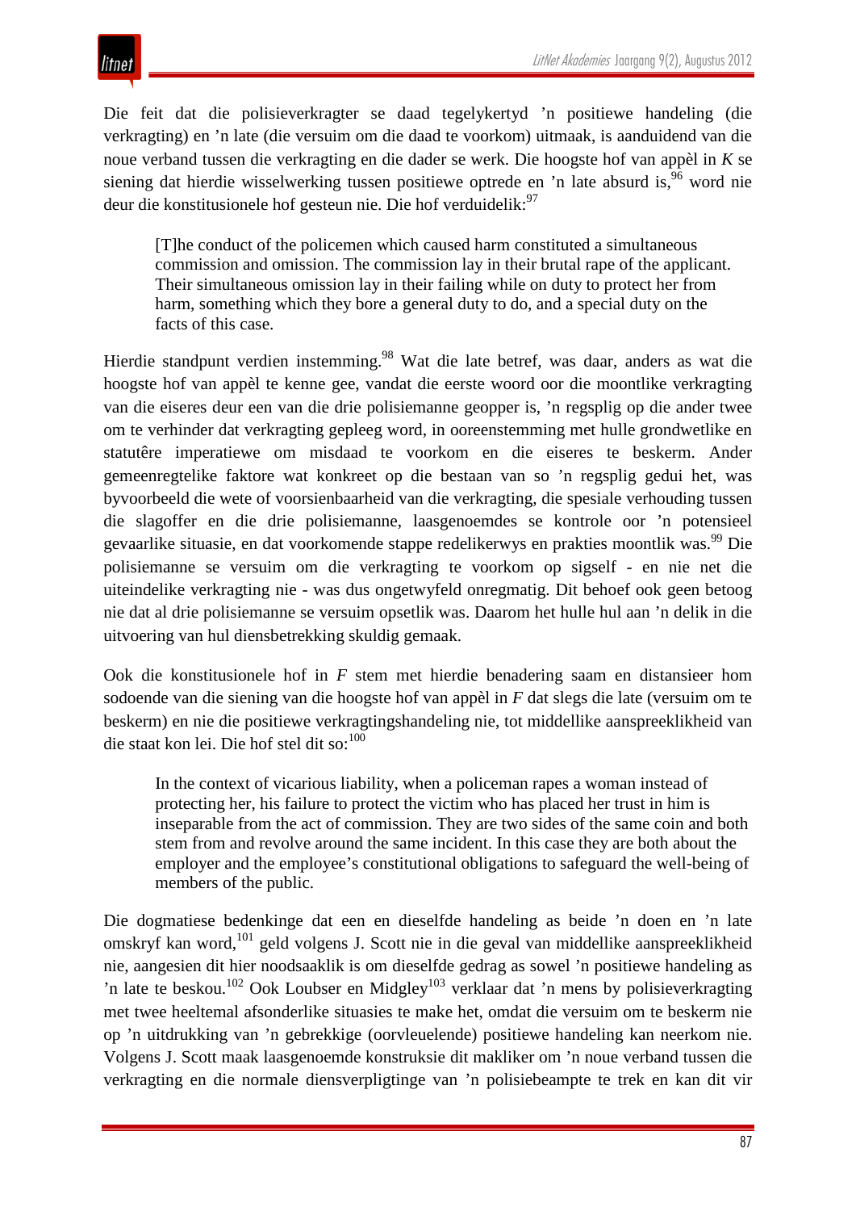Die feit dat die polisieverkragter se daad tegelykertyd ’n positiewe handeling (die verkragting) en ’n late (die versuim om die daad te voorkom) uitmaak, is aanduidend van die noue verband tussen die verkragting en die dader se werk. Die hoogste hof van appèl in *K* se siening dat hierdie wisselwerking tussen positiewe optrede en ’n late absurd is,[96] word nie deur die konstitusionele hof gesteun nie. Die hof verduidelik:[97]

> [T]he conduct of the policemen which caused harm constituted a simultaneous commission and omission. The commission lay in their brutal rape of the applicant. Their simultaneous omission lay in their failing while on duty to protect her from harm, something which they bore a general duty to do, and a special duty on the facts of this case.

Hierdie standpunt verdien instemming.[98] Wat die late betref, was daar, anders as wat die hoogste hof van appèl te kenne gee, vandat die eerste woord oor die moontlike verkragting van die eiseres deur een van die drie polisiemanne geopper is, ’n regsplig op die ander twee om te verhinder dat verkragting gepleeg word, in ooreenstemming met hulle grondwetlike en statutêre imperatiewe om misdaad te voorkom en die eiseres te beskerm. Ander gemeenregtelike faktore wat konkreet op die bestaan van so ’n regsplig gedui het, was byvoorbeeld die wete of voorsienbaarheid van die verkragting, die spesiale verhouding tussen die slagoffer en die drie polisiemanne, laasgenoemdes se kontrole oor ’n potensieel gevaarlike situasie, en dat voorkomende stappe redelikerwys en prakties moontlik was.[99] Die polisiemanne se versuim om die verkragting te voorkom op sigself - en nie net die uiteindelike verkragting nie - was dus ongetwyfeld onregmatig. Dit behoef ook geen betoog nie dat al drie polisiemanne se versuim opsetlik was. Daarom het hulle hul aan ’n delik in die uitvoering van hul diensbetrekking skuldig gemaak.

Ook die konstitusionele hof in *F* stem met hierdie benadering saam en distansieer hom sodoende van die siening van die hoogste hof van appèl in *F* dat slegs die late (versuim om te beskerm) en nie die positiewe verkragtingshandeling nie, tot middellike aanspreeklikheid van die staat kon lei. Die hof stel dit so:[100]

> In the context of vicarious liability, when a policeman rapes a woman instead of protecting her, his failure to protect the victim who has placed her trust in him is inseparable from the act of commission. They are two sides of the same coin and both stem from and revolve around the same incident. In this case they are both about the employer and the employee’s constitutional obligations to safeguard the well-being of members of the public.

Die dogmatiese bedenkinge dat een en dieselfde handeling as beide ’n doen en ’n late omskryf kan word,[101] geld volgens J. Scott nie in die geval van middellike aanspreeklikheid nie, aangesien dit hier noodsaaklik is om dieselfde gedrag as sowel ’n positiewe handeling as ’n late te beskou.[102] Ook Loubser en Midgley[103] verklaar dat ’n mens by polisieverkragting met twee heeltemal afsonderlike situasies te make het, omdat die versuim om te beskerm nie op ’n uitdrukking van ’n gebrekkige (oorvleuelende) positiewe handeling kan neerkom nie. Volgens J. Scott maak laasgenoemde konstruksie dit makliker om ’n noue verband tussen die verkragting en die normale diensverpligtinge van ’n polisiebeampte te trek en kan dit vir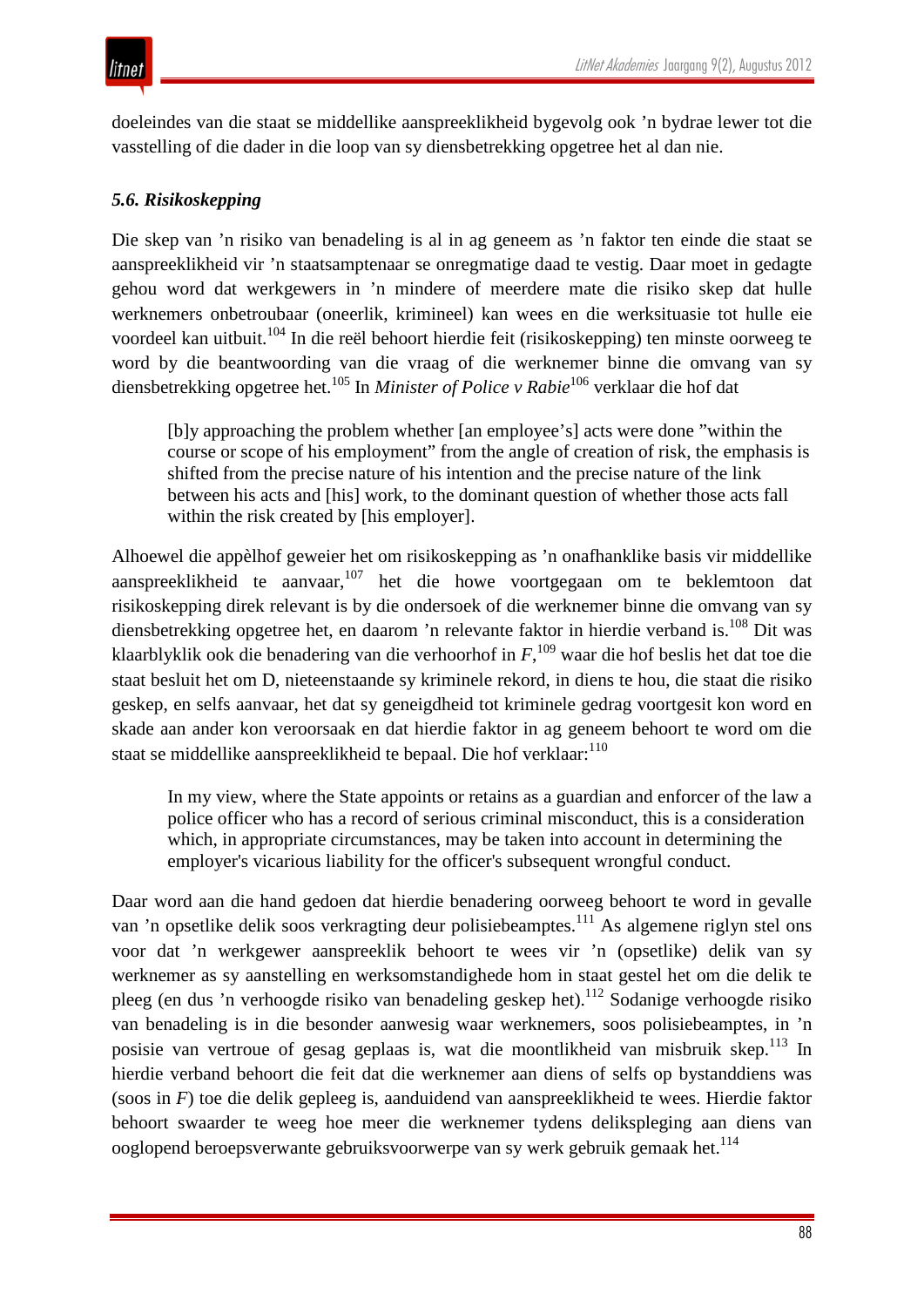doeleindes van die staat se middellike aanspreeklikheid bygevolg ook ’n bydrae lewer tot die vasstelling of die dader in die loop van sy diensbetrekking opgetree het al dan nie.

### *5.6. Risikoskepping*

Die skep van ’n risiko van benadeling is al in ag geneem as ’n faktor ten einde die staat se aanspreeklikheid vir ’n staatsamptenaar se onregmatige daad te vestig. Daar moet in gedagte gehou word dat werkgewers in ’n mindere of meerdere mate die risiko skep dat hulle werknemers onbetroubaar (oneerlik, krimineel) kan wees en die werksituasie tot hulle eie voordeel kan uitbuit.[104] In die reël behoort hierdie feit (risikoskepping) ten minste oorweeg te word by die beantwoording van die vraag of die werknemer binne die omvang van sy diensbetrekking opgetree het.[105] In *Minister of Police v Rabie*[106] verklaar die hof dat

> [b]y approaching the problem whether [an employee’s] acts were done ”within the course or scope of his employment” from the angle of creation of risk, the emphasis is shifted from the precise nature of his intention and the precise nature of the link between his acts and [his] work, to the dominant question of whether those acts fall within the risk created by [his employer].

Alhoewel die appèlhof geweier het om risikoskepping as ’n onafhanklike basis vir middellike aanspreeklikheid te aanvaar,[107] het die howe voortgegaan om te beklemtoon dat risikoskepping direk relevant is by die ondersoek of die werknemer binne die omvang van sy diensbetrekking opgetree het, en daarom ’n relevante faktor in hierdie verband is.[108] Dit was klaarblyklik ook die benadering van die verhoorhof in *F*,[109] waar die hof beslis het dat toe die staat besluit het om D, nieteenstaande sy kriminele rekord, in diens te hou, die staat die risiko geskep, en selfs aanvaar, het dat sy geneigdheid tot kriminele gedrag voortgesit kon word en skade aan ander kon veroorsaak en dat hierdie faktor in ag geneem behoort te word om die staat se middellike aanspreeklikheid te bepaal. Die hof verklaar:[110]

> In my view, where the State appoints or retains as a guardian and enforcer of the law a police officer who has a record of serious criminal misconduct, this is a consideration which, in appropriate circumstances, may be taken into account in determining the employer's vicarious liability for the officer's subsequent wrongful conduct.

Daar word aan die hand gedoen dat hierdie benadering oorweeg behoort te word in gevalle van ’n opsetlike delik soos verkragting deur polisiebeamptes.[111] As algemene riglyn stel ons voor dat ’n werkgewer aanspreeklik behoort te wees vir ’n (opsetlike) delik van sy werknemer as sy aanstelling en werksomstandighede hom in staat gestel het om die delik te pleeg (en dus ’n verhoogde risiko van benadeling geskep het).[112] Sodanige verhoogde risiko van benadeling is in die besonder aanwesig waar werknemers, soos polisiebeamptes, in ’n posisie van vertroue of gesag geplaas is, wat die moontlikheid van misbruik skep.[113] In hierdie verband behoort die feit dat die werknemer aan diens of selfs op bystanddiens was (soos in *F*) toe die delik gepleeg is, aanduidend van aanspreeklikheid te wees. Hierdie faktor behoort swaarder te weeg hoe meer die werknemer tydens delikspleging aan diens van ooglopend beroepsverwante gebruiksvoorwerpe van sy werk gebruik gemaak het.[114]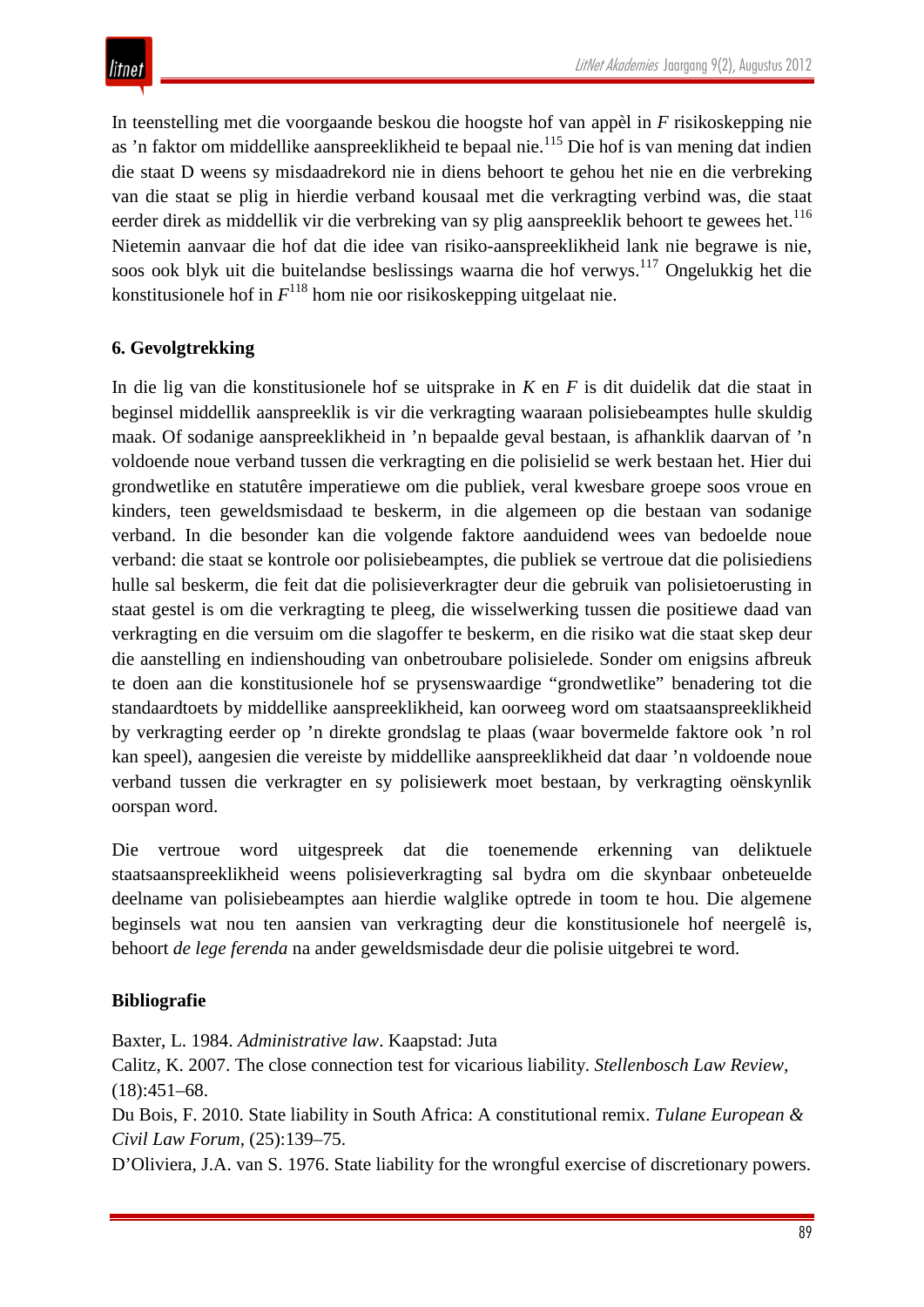In teenstelling met die voorgaande beskou die hoogste hof van appèl in *F* risikoskepping nie as 'n faktor om middellike aanspreeklikheid te bepaal nie.[115] Die hof is van mening dat indien die staat D weens sy misdaadrekord nie in diens behoort te gehou het nie en die verbreking van die staat se plig in hierdie verband kousaal met die verkragting verbind was, die staat eerder direk as middellik vir die verbreking van sy plig aanspreeklik behoort te gewees het.[116] Nietemin aanvaar die hof dat die idee van risiko-aanspreeklikheid lank nie begrawe is nie, soos ook blyk uit die buitelandse beslissings waarna die hof verwys.[117] Ongelukkig het die konstitusionele hof in *F*[118] hom nie oor risikoskepping uitgelaat nie.

## 6. Gevolgtrekking

In die lig van die konstitusionele hof se uitsprake in *K* en *F* is dit duidelik dat die staat in beginsel middellik aanspreeklik is vir die verkragting waaraan polisiebeamptes hulle skuldig maak. Of sodanige aanspreeklikheid in 'n bepaalde geval bestaan, is afhanklik daarvan of 'n voldoende noue verband tussen die verkragting en die polisielid se werk bestaan het. Hier dui grondwetlike en statutêre imperatiewe om die publiek, veral kwesbare groepe soos vroue en kinders, teen geweldsmisdaad te beskerm, in die algemeen op die bestaan van sodanige verband. In die besonder kan die volgende faktore aanduidend wees van bedoelde noue verband: die staat se kontrole oor polisiebeamptes, die publiek se vertroue dat die polisiediens hulle sal beskerm, die feit dat die polisieverkragter deur die gebruik van polisietoerusting in staat gestel is om die verkragting te pleeg, die wisselwerking tussen die positiewe daad van verkragting en die versuim om die slagoffer te beskerm, en die risiko wat die staat skep deur die aanstelling en indienshouding van onbetroubare polisielede. Sonder om enigsins afbreuk te doen aan die konstitusionele hof se prysenswaardige "grondwetlike" benadering tot die standaardtoets by middellike aanspreeklikheid, kan oorweeg word om staatsaanspreeklikheid by verkragting eerder op 'n direkte grondslag te plaas (waar bovermelde faktore ook 'n rol kan speel), aangesien die vereiste by middellike aanspreeklikheid dat daar 'n voldoende noue verband tussen die verkragter en sy polisiewerk moet bestaan, by verkragting oënskynlik oorspan word.

Die vertroue word uitgespreek dat die toenemende erkenning van deliktuele staatsaanspreeklikheid weens polisieverkragting sal bydra om die skynbaar onbeteuelde deelname van polisiebeamptes aan hierdie walglike optrede in toom te hou. Die algemene beginsels wat nou ten aansien van verkragting deur die konstitusionele hof neergelê is, behoort *de lege ferenda* na ander geweldsmisdade deur die polisie uitgebrei te word.

## Bibliografie

Baxter, L. 1984. *Administrative law*. Kaapstad: Juta

Calitz, K. 2007. The close connection test for vicarious liability. *Stellenbosch Law Review*, (18):451–68.

Du Bois, F. 2010. State liability in South Africa: A constitutional remix. *Tulane European & Civil Law Forum*, (25):139–75.

D'Oliviera, J.A. van S. 1976. State liability for the wrongful exercise of discretionary powers.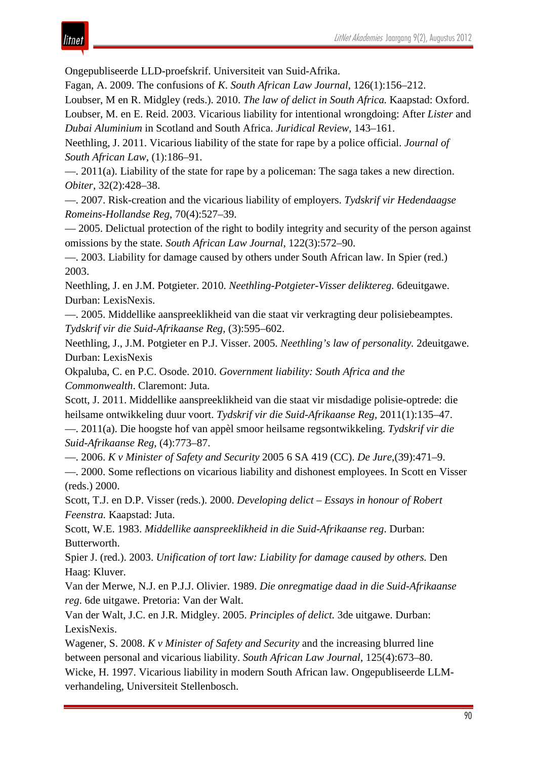Ongepubliseerde LLD-proefskrif. Universiteit van Suid-Afrika.

Fagan, A. 2009. The confusions of *K*. *South African Law Journal*, 126(1):156–212.

Loubser, M en R. Midgley (reds.). 2010. *The law of delict in South Africa.* Kaapstad: Oxford.

Loubser, M. en E. Reid. 2003. Vicarious liability for intentional wrongdoing: After *Lister* and *Dubai Aluminium* in Scotland and South Africa. *Juridical Review*, 143–161.

Neethling, J. 2011. Vicarious liability of the state for rape by a police official. *Journal of South African Law*, (1):186–91.

—. 2011(a). Liability of the state for rape by a policeman: The saga takes a new direction. *Obiter*, 32(2):428–38.

—. 2007. Risk-creation and the vicarious liability of employers. *Tydskrif vir Hedendaagse Romeins-Hollandse Reg*, 70(4):527–39.

— 2005. Delictual protection of the right to bodily integrity and security of the person against omissions by the state. *South African Law Journal*, 122(3):572–90.

—. 2003. Liability for damage caused by others under South African law. In Spier (red.) 2003.

Neethling, J. en J.M. Potgieter. 2010. *Neethling-Potgieter-Visser deliktereg.* 6deuitgawe. Durban: LexisNexis.

—. 2005. Middellike aanspreeklikheid van die staat vir verkragting deur polisiebeamptes. *Tydskrif vir die Suid-Afrikaanse Reg*, (3):595–602.

Neethling, J., J.M. Potgieter en P.J. Visser. 2005. *Neethling's law of personality.* 2deuitgawe. Durban: LexisNexis

Okpaluba, C. en P.C. Osode. 2010. *Government liability: South Africa and the Commonwealth*. Claremont: Juta.

Scott, J. 2011. Middellike aanspreeklikheid van die staat vir misdadige polisie-optrede: die heilsame ontwikkeling duur voort. *Tydskrif vir die Suid-Afrikaanse Reg*, 2011(1):135–47.

—. 2011(a). Die hoogste hof van appèl smoor heilsame regsontwikkeling. *Tydskrif vir die Suid-Afrikaanse Reg*, (4):773–87.

—. 2006. *K v Minister of Safety and Security* 2005 6 SA 419 (CC). *De Jure*,(39):471–9.

—. 2000. Some reflections on vicarious liability and dishonest employees. In Scott en Visser (reds.) 2000.

Scott, T.J. en D.P. Visser (reds.). 2000. *Developing delict – Essays in honour of Robert Feenstra.* Kaapstad: Juta.

Scott, W.E. 1983. *Middellike aanspreeklikheid in die Suid-Afrikaanse reg*. Durban: Butterworth.

Spier J. (red.). 2003. *Unification of tort law: Liability for damage caused by others.* Den Haag: Kluver.

Van der Merwe, N.J. en P.J.J. Olivier. 1989. *Die onregmatige daad in die Suid-Afrikaanse reg*. 6de uitgawe. Pretoria: Van der Walt.

Van der Walt, J.C. en J.R. Midgley. 2005. *Principles of delict.* 3de uitgawe. Durban: LexisNexis.

Wagener, S. 2008. *K v Minister of Safety and Security* and the increasing blurred line between personal and vicarious liability. *South African Law Journal*, 125(4):673–80.

Wicke, H. 1997. Vicarious liability in modern South African law. Ongepubliseerde LLM-verhandeling, Universiteit Stellenbosch.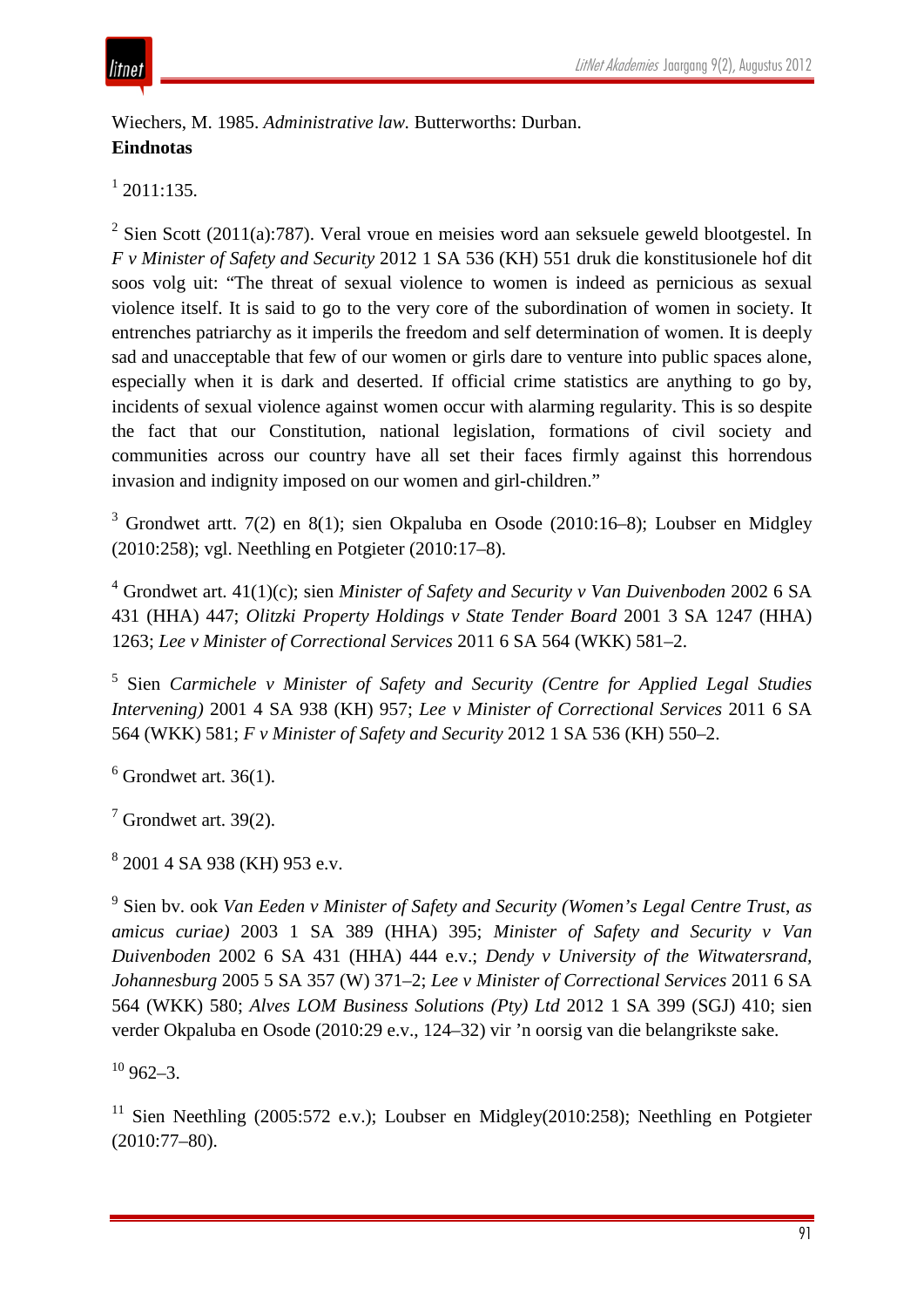Wiechers, M. 1985. *Administrative law.* Butterworths: Durban.

**Eindnotas**

[1] 2011:135.

[2] Sien Scott (2011(a):787). Veral vroue en meisies word aan seksuele geweld blootgestel. In *F v Minister of Safety and Security* 2012 1 SA 536 (KH) 551 druk die konstitusionele hof dit soos volg uit: "The threat of sexual violence to women is indeed as pernicious as sexual violence itself. It is said to go to the very core of the subordination of women in society. It entrenches patriarchy as it imperils the freedom and self determination of women. It is deeply sad and unacceptable that few of our women or girls dare to venture into public spaces alone, especially when it is dark and deserted. If official crime statistics are anything to go by, incidents of sexual violence against women occur with alarming regularity. This is so despite the fact that our Constitution, national legislation, formations of civil society and communities across our country have all set their faces firmly against this horrendous invasion and indignity imposed on our women and girl-children."

[3] Grondwet artt. 7(2) en 8(1); sien Okpaluba en Osode (2010:16–8); Loubser en Midgley (2010:258); vgl. Neethling en Potgieter (2010:17–8).

[4] Grondwet art. 41(1)(c); sien *Minister of Safety and Security v Van Duivenboden* 2002 6 SA 431 (HHA) 447; *Olitzki Property Holdings v State Tender Board* 2001 3 SA 1247 (HHA) 1263; *Lee v Minister of Correctional Services* 2011 6 SA 564 (WKK) 581–2.

[5] Sien *Carmichele v Minister of Safety and Security (Centre for Applied Legal Studies Intervening)* 2001 4 SA 938 (KH) 957; *Lee v Minister of Correctional Services* 2011 6 SA 564 (WKK) 581; *F v Minister of Safety and Security* 2012 1 SA 536 (KH) 550–2.

[6] Grondwet art. 36(1).

[7] Grondwet art. 39(2).

[8] 2001 4 SA 938 (KH) 953 e.v.

[9] Sien bv. ook *Van Eeden v Minister of Safety and Security (Women's Legal Centre Trust, as amicus curiae)* 2003 1 SA 389 (HHA) 395; *Minister of Safety and Security v Van Duivenboden* 2002 6 SA 431 (HHA) 444 e.v.; *Dendy v University of the Witwatersrand, Johannesburg* 2005 5 SA 357 (W) 371–2; *Lee v Minister of Correctional Services* 2011 6 SA 564 (WKK) 580; *Alves LOM Business Solutions (Pty) Ltd* 2012 1 SA 399 (SGJ) 410; sien verder Okpaluba en Osode (2010:29 e.v., 124–32) vir 'n oorsig van die belangrikste sake.

[10] 962–3.

[11] Sien Neethling (2005:572 e.v.); Loubser en Midgley(2010:258); Neethling en Potgieter (2010:77–80).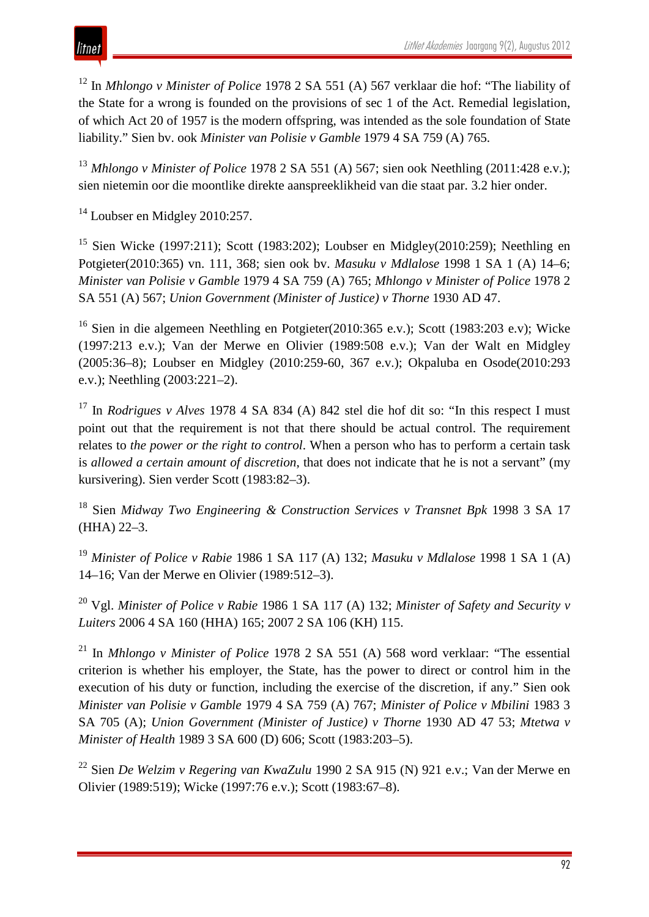[12] In *Mhlongo v Minister of Police* 1978 2 SA 551 (A) 567 verklaar die hof: "The liability of the State for a wrong is founded on the provisions of sec 1 of the Act. Remedial legislation, of which Act 20 of 1957 is the modern offspring, was intended as the sole foundation of State liability." Sien bv. ook *Minister van Polisie v Gamble* 1979 4 SA 759 (A) 765.

[13] *Mhlongo v Minister of Police* 1978 2 SA 551 (A) 567; sien ook Neethling (2011:428 e.v.); sien nietemin oor die moontlike direkte aanspreeklikheid van die staat par. 3.2 hier onder.

[14] Loubser en Midgley 2010:257.

[15] Sien Wicke (1997:211); Scott (1983:202); Loubser en Midgley(2010:259); Neethling en Potgieter(2010:365) vn. 111, 368; sien ook bv. *Masuku v Mdlalose* 1998 1 SA 1 (A) 14–6; *Minister van Polisie v Gamble* 1979 4 SA 759 (A) 765; *Mhlongo v Minister of Police* 1978 2 SA 551 (A) 567; *Union Government (Minister of Justice) v Thorne* 1930 AD 47.

[16] Sien in die algemeen Neethling en Potgieter(2010:365 e.v.); Scott (1983:203 e.v); Wicke (1997:213 e.v.); Van der Merwe en Olivier (1989:508 e.v.); Van der Walt en Midgley (2005:36–8); Loubser en Midgley (2010:259-60, 367 e.v.); Okpaluba en Osode(2010:293 e.v.); Neethling (2003:221–2).

[17] In *Rodrigues v Alves* 1978 4 SA 834 (A) 842 stel die hof dit so: "In this respect I must point out that the requirement is not that there should be actual control. The requirement relates to *the power or the right to control*. When a person who has to perform a certain task is *allowed a certain amount of discretion*, that does not indicate that he is not a servant" (my kursivering). Sien verder Scott (1983:82–3).

[18] Sien *Midway Two Engineering & Construction Services v Transnet Bpk* 1998 3 SA 17 (HHA) 22–3.

[19] *Minister of Police v Rabie* 1986 1 SA 117 (A) 132; *Masuku v Mdlalose* 1998 1 SA 1 (A) 14–16; Van der Merwe en Olivier (1989:512–3).

[20] Vgl. *Minister of Police v Rabie* 1986 1 SA 117 (A) 132; *Minister of Safety and Security v Luiters* 2006 4 SA 160 (HHA) 165; 2007 2 SA 106 (KH) 115.

[21] In *Mhlongo v Minister of Police* 1978 2 SA 551 (A) 568 word verklaar: "The essential criterion is whether his employer, the State, has the power to direct or control him in the execution of his duty or function, including the exercise of the discretion, if any." Sien ook *Minister van Polisie v Gamble* 1979 4 SA 759 (A) 767; *Minister of Police v Mbilini* 1983 3 SA 705 (A); *Union Government (Minister of Justice) v Thorne* 1930 AD 47 53; *Mtetwa v Minister of Health* 1989 3 SA 600 (D) 606; Scott (1983:203–5).

[22] Sien *De Welzim v Regering van KwaZulu* 1990 2 SA 915 (N) 921 e.v.; Van der Merwe en Olivier (1989:519); Wicke (1997:76 e.v.); Scott (1983:67–8).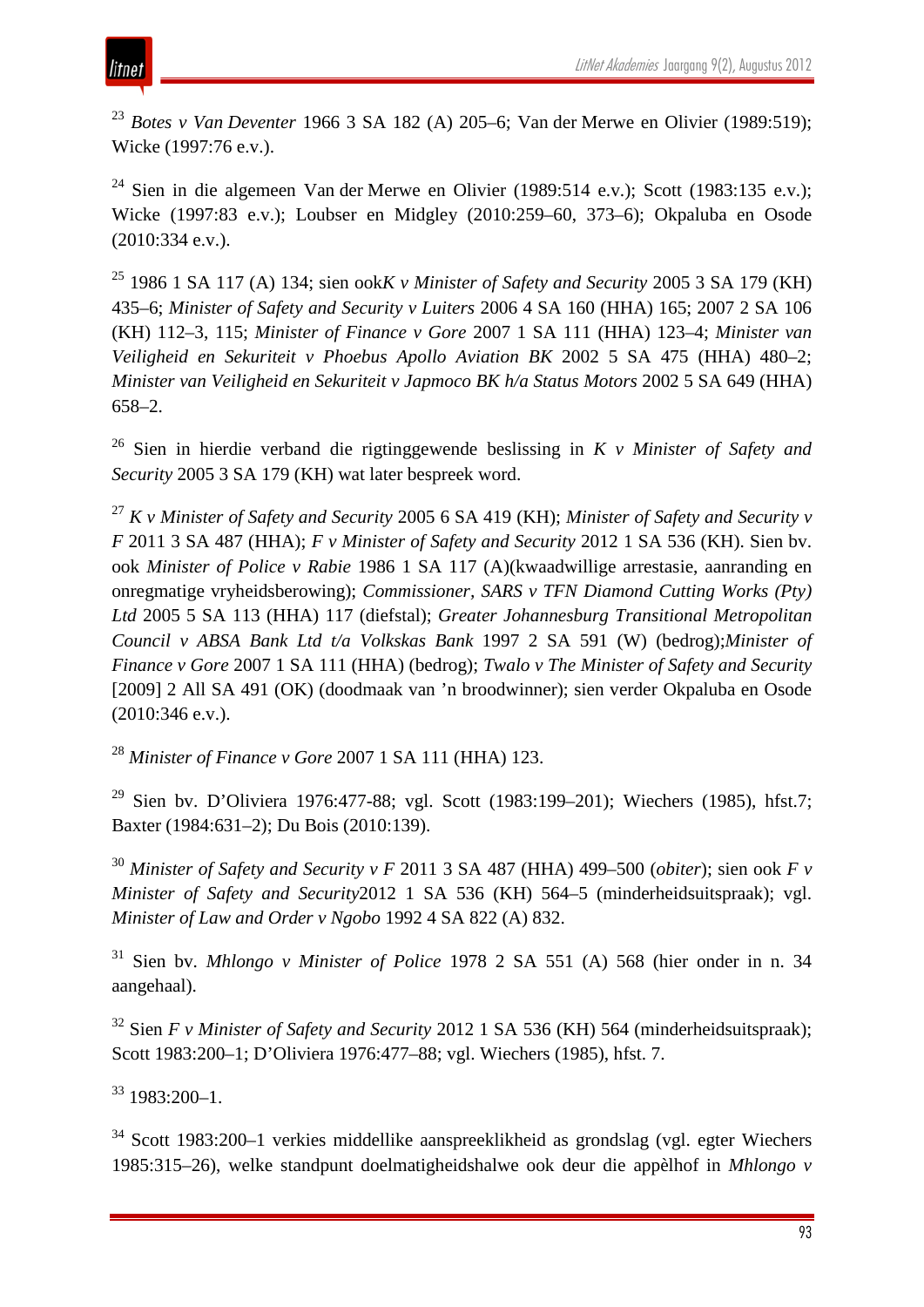[23] *Botes v Van Deventer* 1966 3 SA 182 (A) 205–6; Van der Merwe en Olivier (1989:519); Wicke (1997:76 e.v.).

[24] Sien in die algemeen Van der Merwe en Olivier (1989:514 e.v.); Scott (1983:135 e.v.); Wicke (1997:83 e.v.); Loubser en Midgley (2010:259–60, 373–6); Okpaluba en Osode (2010:334 e.v.).

[25] 1986 1 SA 117 (A) 134; sien ook*K v Minister of Safety and Security* 2005 3 SA 179 (KH) 435–6; *Minister of Safety and Security v Luiters* 2006 4 SA 160 (HHA) 165; 2007 2 SA 106 (KH) 112–3, 115; *Minister of Finance v Gore* 2007 1 SA 111 (HHA) 123–4; *Minister van Veiligheid en Sekuriteit v Phoebus Apollo Aviation BK* 2002 5 SA 475 (HHA) 480–2; *Minister van Veiligheid en Sekuriteit v Japmoco BK h/a Status Motors* 2002 5 SA 649 (HHA) 658–2.

[26] Sien in hierdie verband die rigtinggewende beslissing in *K v Minister of Safety and Security* 2005 3 SA 179 (KH) wat later bespreek word.

[27] *K v Minister of Safety and Security* 2005 6 SA 419 (KH); *Minister of Safety and Security v F* 2011 3 SA 487 (HHA); *F v Minister of Safety and Security* 2012 1 SA 536 (KH). Sien bv. ook *Minister of Police v Rabie* 1986 1 SA 117 (A)(kwaadwillige arrestasie, aanranding en onregmatige vryheidsberowing); *Commissioner, SARS v TFN Diamond Cutting Works (Pty) Ltd* 2005 5 SA 113 (HHA) 117 (diefstal); *Greater Johannesburg Transitional Metropolitan Council v ABSA Bank Ltd t/a Volkskas Bank* 1997 2 SA 591 (W) (bedrog);*Minister of Finance v Gore* 2007 1 SA 111 (HHA) (bedrog); *Twalo v The Minister of Safety and Security* [2009] 2 All SA 491 (OK) (doodmaak van 'n broodwinner); sien verder Okpaluba en Osode (2010:346 e.v.).

[28] *Minister of Finance v Gore* 2007 1 SA 111 (HHA) 123.

[29] Sien bv. D'Oliviera 1976:477-88; vgl. Scott (1983:199–201); Wiechers (1985), hfst.7; Baxter (1984:631–2); Du Bois (2010:139).

[30] *Minister of Safety and Security v F* 2011 3 SA 487 (HHA) 499–500 (*obiter*); sien ook *F v Minister of Safety and Security*2012 1 SA 536 (KH) 564–5 (minderheidsuitspraak); vgl. *Minister of Law and Order v Ngobo* 1992 4 SA 822 (A) 832.

[31] Sien bv. *Mhlongo v Minister of Police* 1978 2 SA 551 (A) 568 (hier onder in n. 34 aangehaal).

[32] Sien *F v Minister of Safety and Security* 2012 1 SA 536 (KH) 564 (minderheidsuitspraak); Scott 1983:200–1; D'Oliviera 1976:477–88; vgl. Wiechers (1985), hfst. 7.

[33] 1983:200–1.

[34] Scott 1983:200–1 verkies middellike aanspreeklikheid as grondslag (vgl. egter Wiechers 1985:315–26), welke standpunt doelmatigheidshalwe ook deur die appèlhof in *Mhlongo v*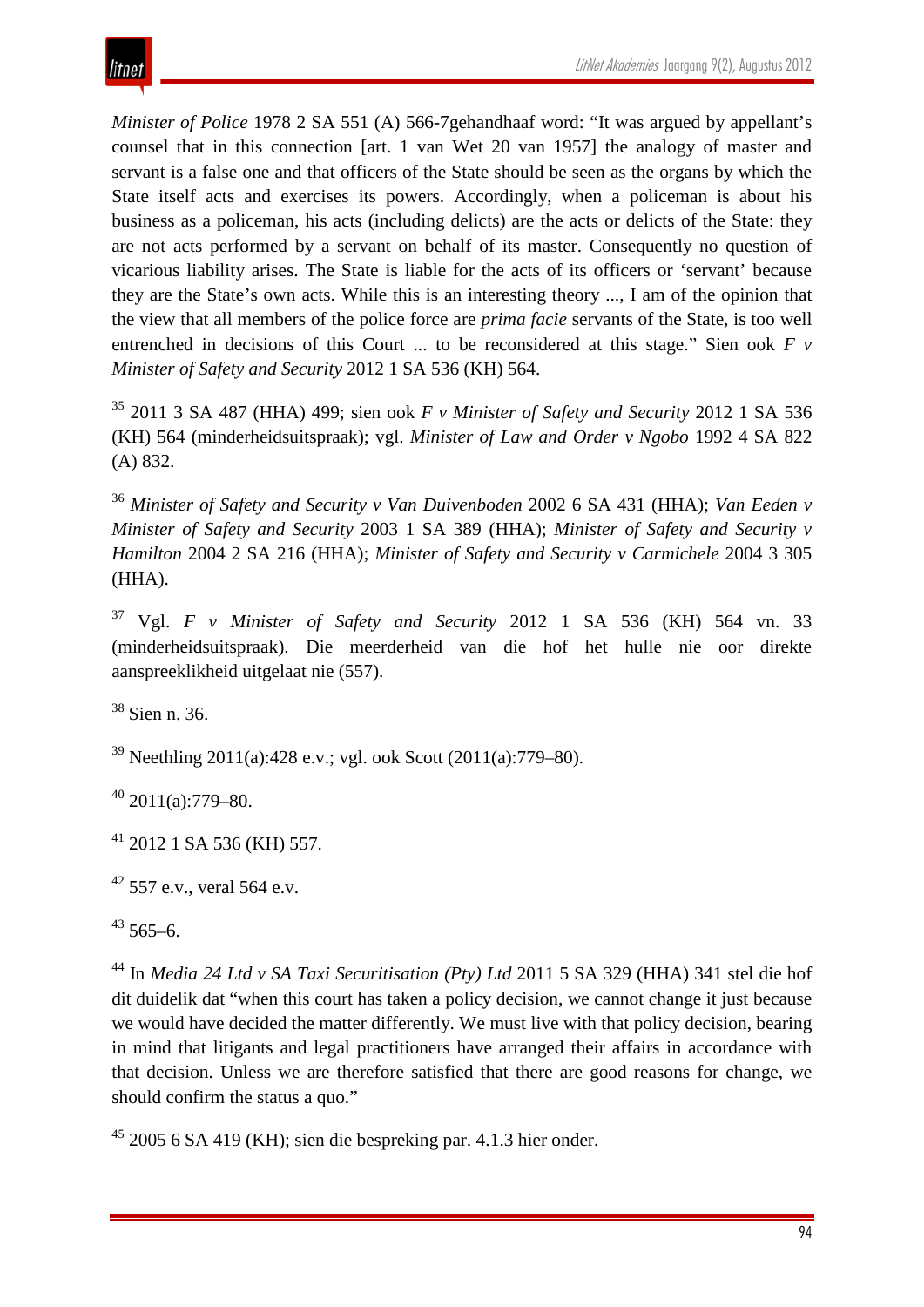*Minister of Police* 1978 2 SA 551 (A) 566-7gehandhaaf word: "It was argued by appellant's counsel that in this connection [art. 1 van Wet 20 van 1957] the analogy of master and servant is a false one and that officers of the State should be seen as the organs by which the State itself acts and exercises its powers. Accordingly, when a policeman is about his business as a policeman, his acts (including delicts) are the acts or delicts of the State: they are not acts performed by a servant on behalf of its master. Consequently no question of vicarious liability arises. The State is liable for the acts of its officers or 'servant' because they are the State's own acts. While this is an interesting theory ..., I am of the opinion that the view that all members of the police force are *prima facie* servants of the State, is too well entrenched in decisions of this Court ... to be reconsidered at this stage." Sien ook *F v Minister of Safety and Security* 2012 1 SA 536 (KH) 564.

[35] 2011 3 SA 487 (HHA) 499; sien ook *F v Minister of Safety and Security* 2012 1 SA 536 (KH) 564 (minderheidsuitspraak); vgl. *Minister of Law and Order v Ngobo* 1992 4 SA 822 (A) 832.

[36] *Minister of Safety and Security v Van Duivenboden* 2002 6 SA 431 (HHA); *Van Eeden v Minister of Safety and Security* 2003 1 SA 389 (HHA); *Minister of Safety and Security v Hamilton* 2004 2 SA 216 (HHA); *Minister of Safety and Security v Carmichele* 2004 3 305 (HHA).

[37] Vgl. *F v Minister of Safety and Security* 2012 1 SA 536 (KH) 564 vn. 33 (minderheidsuitspraak). Die meerderheid van die hof het hulle nie oor direkte aanspreeklikheid uitgelaat nie (557).

[38] Sien n. 36.

[39] Neethling 2011(a):428 e.v.; vgl. ook Scott (2011(a):779–80).

[40] 2011(a):779–80.

[41] 2012 1 SA 536 (KH) 557.

[42] 557 e.v., veral 564 e.v.

[43] 565–6.

[44] In *Media 24 Ltd v SA Taxi Securitisation (Pty) Ltd* 2011 5 SA 329 (HHA) 341 stel die hof dit duidelik dat "when this court has taken a policy decision, we cannot change it just because we would have decided the matter differently. We must live with that policy decision, bearing in mind that litigants and legal practitioners have arranged their affairs in accordance with that decision. Unless we are therefore satisfied that there are good reasons for change, we should confirm the status a quo."

[45] 2005 6 SA 419 (KH); sien die bespreking par. 4.1.3 hier onder.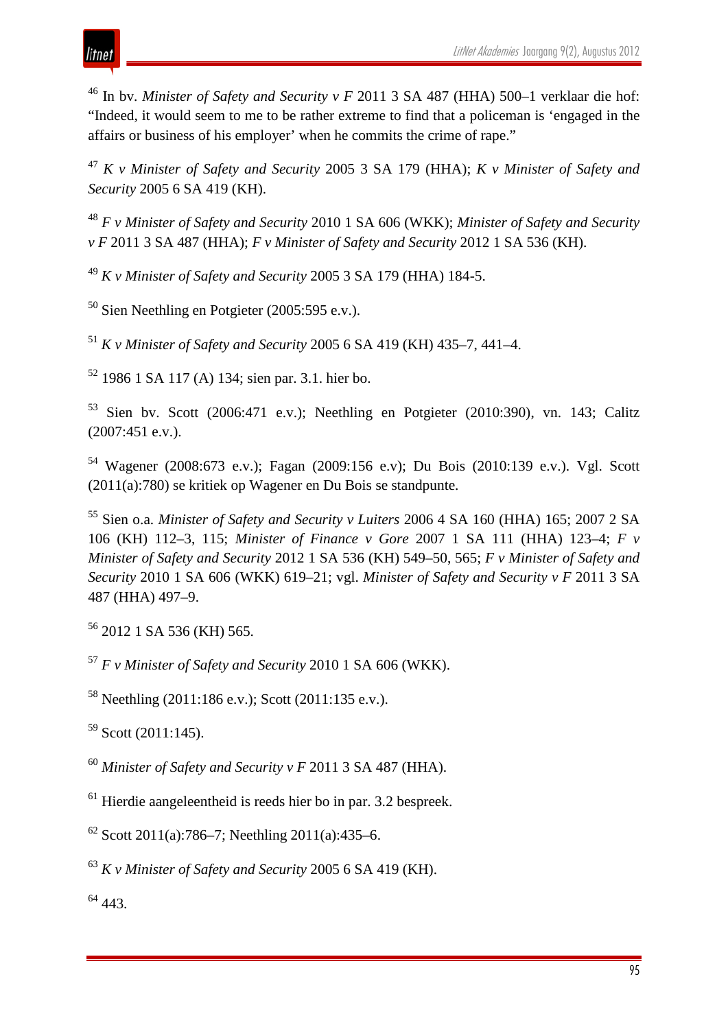[46] In bv. *Minister of Safety and Security v F* 2011 3 SA 487 (HHA) 500–1 verklaar die hof: "Indeed, it would seem to me to be rather extreme to find that a policeman is 'engaged in the affairs or business of his employer' when he commits the crime of rape."

[47] *K v Minister of Safety and Security* 2005 3 SA 179 (HHA); *K v Minister of Safety and Security* 2005 6 SA 419 (KH).

[48] *F v Minister of Safety and Security* 2010 1 SA 606 (WKK); *Minister of Safety and Security v F* 2011 3 SA 487 (HHA); *F v Minister of Safety and Security* 2012 1 SA 536 (KH).

[49] *K v Minister of Safety and Security* 2005 3 SA 179 (HHA) 184-5.

[50] Sien Neethling en Potgieter (2005:595 e.v.).

[51] *K v Minister of Safety and Security* 2005 6 SA 419 (KH) 435–7, 441–4.

[52] 1986 1 SA 117 (A) 134; sien par. 3.1. hier bo.

[53] Sien bv. Scott (2006:471 e.v.); Neethling en Potgieter (2010:390), vn. 143; Calitz (2007:451 e.v.).

[54] Wagener (2008:673 e.v.); Fagan (2009:156 e.v); Du Bois (2010:139 e.v.). Vgl. Scott (2011(a):780) se kritiek op Wagener en Du Bois se standpunte.

[55] Sien o.a. *Minister of Safety and Security v Luiters* 2006 4 SA 160 (HHA) 165; 2007 2 SA 106 (KH) 112–3, 115; *Minister of Finance v Gore* 2007 1 SA 111 (HHA) 123–4; *F v Minister of Safety and Security* 2012 1 SA 536 (KH) 549–50, 565; *F v Minister of Safety and Security* 2010 1 SA 606 (WKK) 619–21; vgl. *Minister of Safety and Security v F* 2011 3 SA 487 (HHA) 497–9.

[56] 2012 1 SA 536 (KH) 565.

[57] *F v Minister of Safety and Security* 2010 1 SA 606 (WKK).

[58] Neethling (2011:186 e.v.); Scott (2011:135 e.v.).

[59] Scott (2011:145).

[60] *Minister of Safety and Security v F* 2011 3 SA 487 (HHA).

[61] Hierdie aangeleentheid is reeds hier bo in par. 3.2 bespreek.

[62] Scott 2011(a):786–7; Neethling 2011(a):435–6.

[63] *K v Minister of Safety and Security* 2005 6 SA 419 (KH).

[64] 443.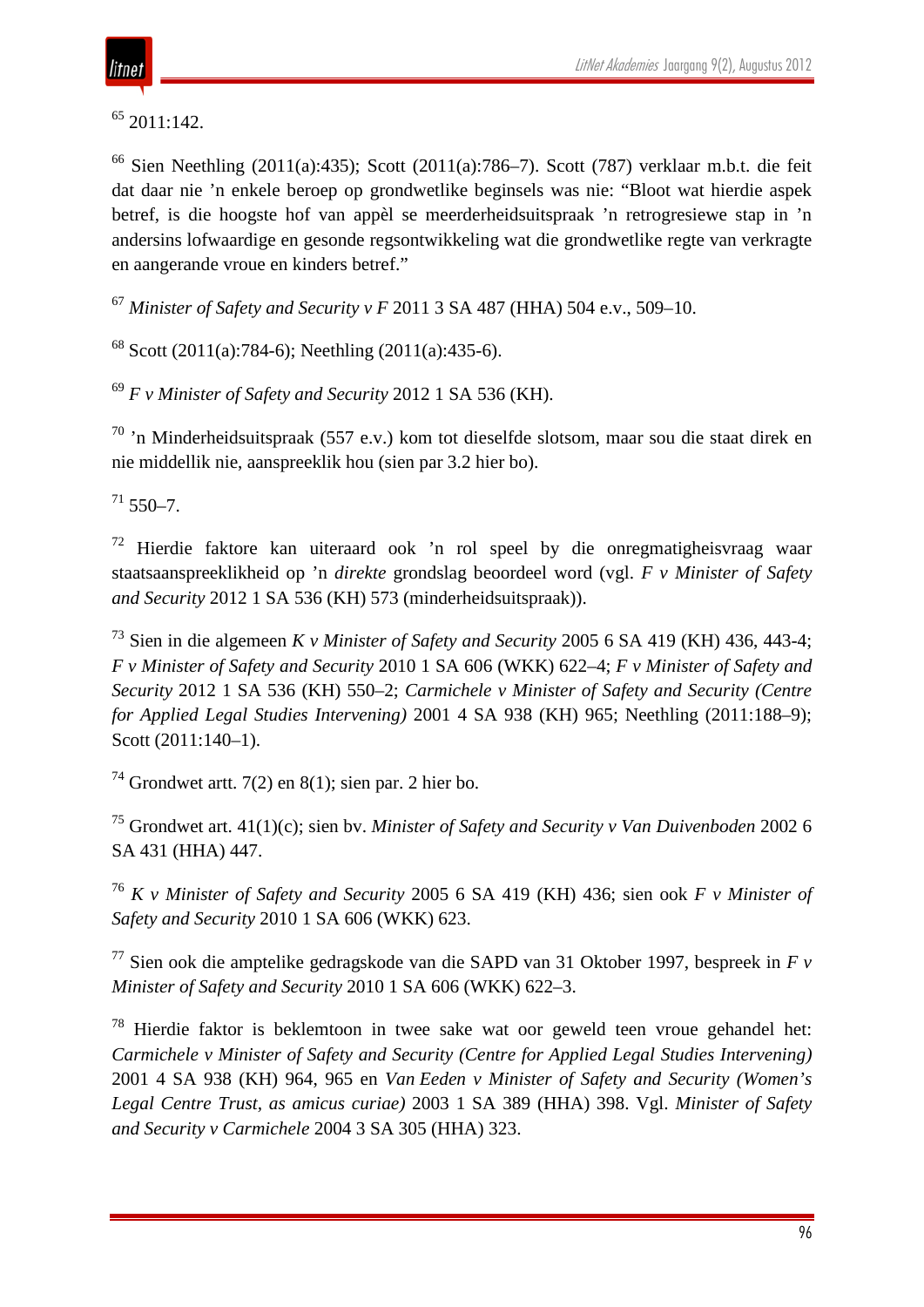[65] 2011:142.

[66] Sien Neethling (2011(a):435); Scott (2011(a):786–7). Scott (787) verklaar m.b.t. die feit dat daar nie 'n enkele beroep op grondwetlike beginsels was nie: "Bloot wat hierdie aspek betref, is die hoogste hof van appèl se meerderheidsuitspraak 'n retrogresiewe stap in 'n andersins lofwaardige en gesonde regsontwikkeling wat die grondwetlike regte van verkragte en aangerande vroue en kinders betref."

[67] *Minister of Safety and Security v F* 2011 3 SA 487 (HHA) 504 e.v., 509–10.

[68] Scott (2011(a):784-6); Neethling (2011(a):435-6).

[69] *F v Minister of Safety and Security* 2012 1 SA 536 (KH).

[70] 'n Minderheidsuitspraak (557 e.v.) kom tot dieselfde slotsom, maar sou die staat direk en nie middellik nie, aanspreeklik hou (sien par 3.2 hier bo).

[71] 550–7.

[72] Hierdie faktore kan uiteraard ook 'n rol speel by die onregmatigheisvraag waar staatsaanspreeklikheid op 'n *direkte* grondslag beoordeel word (vgl. *F v Minister of Safety and Security* 2012 1 SA 536 (KH) 573 (minderheidsuitspraak)).

[73] Sien in die algemeen *K v Minister of Safety and Security* 2005 6 SA 419 (KH) 436, 443-4; *F v Minister of Safety and Security* 2010 1 SA 606 (WKK) 622–4; *F v Minister of Safety and Security* 2012 1 SA 536 (KH) 550–2; *Carmichele v Minister of Safety and Security (Centre for Applied Legal Studies Intervening)* 2001 4 SA 938 (KH) 965; Neethling (2011:188–9); Scott (2011:140–1).

[74] Grondwet artt. 7(2) en 8(1); sien par. 2 hier bo.

[75] Grondwet art. 41(1)(c); sien bv. *Minister of Safety and Security v Van Duivenboden* 2002 6 SA 431 (HHA) 447.

[76] *K v Minister of Safety and Security* 2005 6 SA 419 (KH) 436; sien ook *F v Minister of Safety and Security* 2010 1 SA 606 (WKK) 623.

[77] Sien ook die amptelike gedragskode van die SAPD van 31 Oktober 1997, bespreek in *F v Minister of Safety and Security* 2010 1 SA 606 (WKK) 622–3.

[78] Hierdie faktor is beklemtoon in twee sake wat oor geweld teen vroue gehandel het: *Carmichele v Minister of Safety and Security (Centre for Applied Legal Studies Intervening)* 2001 4 SA 938 (KH) 964, 965 en *Van Eeden v Minister of Safety and Security (Women's Legal Centre Trust, as amicus curiae)* 2003 1 SA 389 (HHA) 398. Vgl. *Minister of Safety and Security v Carmichele* 2004 3 SA 305 (HHA) 323.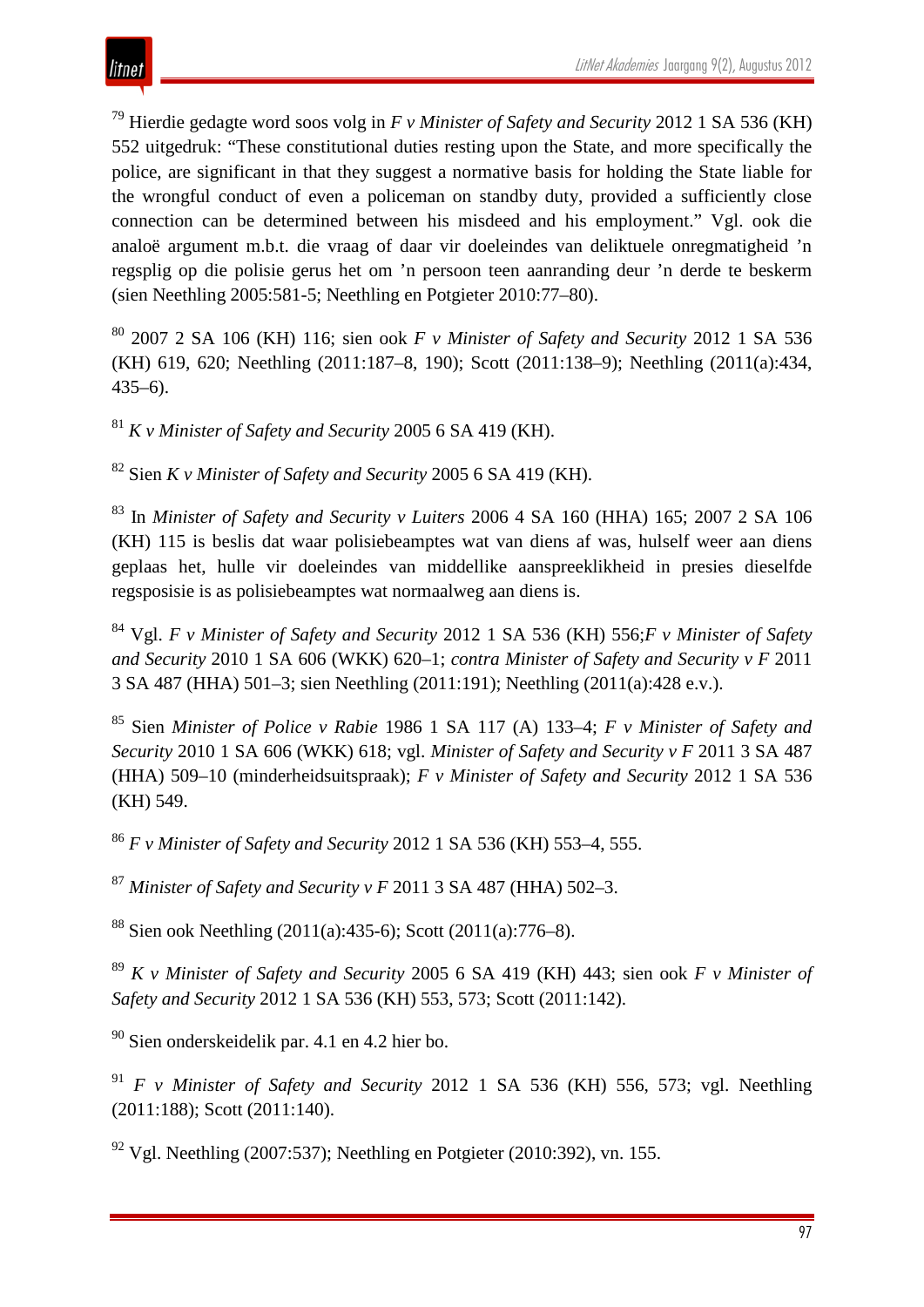[79] Hierdie gedagte word soos volg in *F v Minister of Safety and Security* 2012 1 SA 536 (KH) 552 uitgedruk: "These constitutional duties resting upon the State, and more specifically the police, are significant in that they suggest a normative basis for holding the State liable for the wrongful conduct of even a policeman on standby duty, provided a sufficiently close connection can be determined between his misdeed and his employment." Vgl. ook die analoë argument m.b.t. die vraag of daar vir doeleindes van deliktuele onregmatigheid 'n regsplig op die polisie gerus het om 'n persoon teen aanranding deur 'n derde te beskerm (sien Neethling 2005:581-5; Neethling en Potgieter 2010:77–80).

[80] 2007 2 SA 106 (KH) 116; sien ook *F v Minister of Safety and Security* 2012 1 SA 536 (KH) 619, 620; Neethling (2011:187–8, 190); Scott (2011:138–9); Neethling (2011(a):434, 435–6).

[81] *K v Minister of Safety and Security* 2005 6 SA 419 (KH).

[82] Sien *K v Minister of Safety and Security* 2005 6 SA 419 (KH).

[83] In *Minister of Safety and Security v Luiters* 2006 4 SA 160 (HHA) 165; 2007 2 SA 106 (KH) 115 is beslis dat waar polisiebeamptes wat van diens af was, hulself weer aan diens geplaas het, hulle vir doeleindes van middellike aanspreeklikheid in presies dieselfde regsposisie is as polisiebeamptes wat normaalweg aan diens is.

[84] Vgl. *F v Minister of Safety and Security* 2012 1 SA 536 (KH) 556;*F v Minister of Safety and Security* 2010 1 SA 606 (WKK) 620–1; *contra Minister of Safety and Security v F* 2011 3 SA 487 (HHA) 501–3; sien Neethling (2011:191); Neethling (2011(a):428 e.v.).

[85] Sien *Minister of Police v Rabie* 1986 1 SA 117 (A) 133–4; *F v Minister of Safety and Security* 2010 1 SA 606 (WKK) 618; vgl. *Minister of Safety and Security v F* 2011 3 SA 487 (HHA) 509–10 (minderheidsuitspraak); *F v Minister of Safety and Security* 2012 1 SA 536 (KH) 549.

[86] *F v Minister of Safety and Security* 2012 1 SA 536 (KH) 553–4, 555.

[87] *Minister of Safety and Security v F* 2011 3 SA 487 (HHA) 502–3.

[88] Sien ook Neethling (2011(a):435-6); Scott (2011(a):776–8).

[89] *K v Minister of Safety and Security* 2005 6 SA 419 (KH) 443; sien ook *F v Minister of Safety and Security* 2012 1 SA 536 (KH) 553, 573; Scott (2011:142).

[90] Sien onderskeidelik par. 4.1 en 4.2 hier bo.

[91] *F v Minister of Safety and Security* 2012 1 SA 536 (KH) 556, 573; vgl. Neethling (2011:188); Scott (2011:140).

[92] Vgl. Neethling (2007:537); Neethling en Potgieter (2010:392), vn. 155.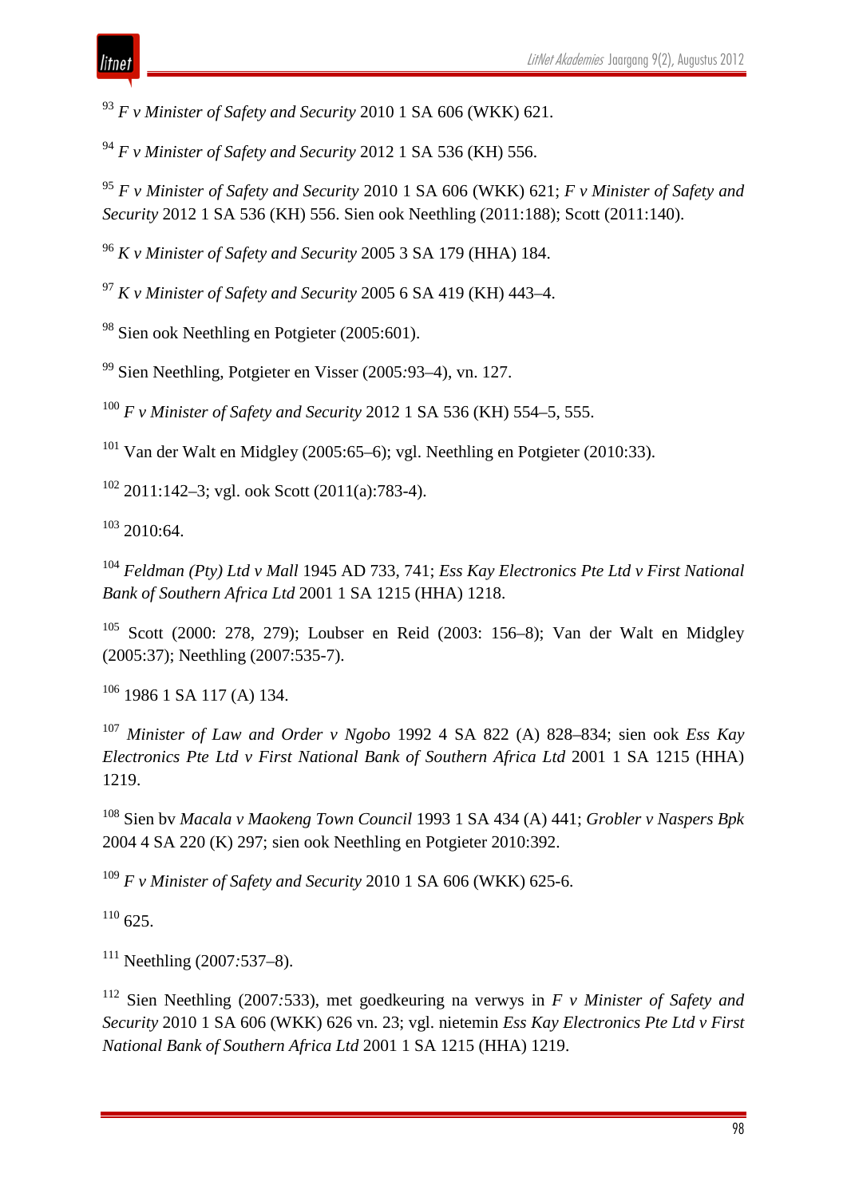[93] *F v Minister of Safety and Security* 2010 1 SA 606 (WKK) 621.

[94] *F v Minister of Safety and Security* 2012 1 SA 536 (KH) 556.

[95] *F v Minister of Safety and Security* 2010 1 SA 606 (WKK) 621; *F v Minister of Safety and Security* 2012 1 SA 536 (KH) 556. Sien ook Neethling (2011:188); Scott (2011:140).

[96] *K v Minister of Safety and Security* 2005 3 SA 179 (HHA) 184.

[97] *K v Minister of Safety and Security* 2005 6 SA 419 (KH) 443–4.

[98] Sien ook Neethling en Potgieter (2005:601).

[99] Sien Neethling, Potgieter en Visser (2005:93–4), vn. 127.

[100] *F v Minister of Safety and Security* 2012 1 SA 536 (KH) 554–5, 555.

[101] Van der Walt en Midgley (2005:65–6); vgl. Neethling en Potgieter (2010:33).

[102] 2011:142–3; vgl. ook Scott (2011(a):783-4).

[103] 2010:64.

[104] *Feldman (Pty) Ltd v Mall* 1945 AD 733, 741; *Ess Kay Electronics Pte Ltd v First National Bank of Southern Africa Ltd* 2001 1 SA 1215 (HHA) 1218.

[105] Scott (2000: 278, 279); Loubser en Reid (2003: 156–8); Van der Walt en Midgley (2005:37); Neethling (2007:535-7).

[106] 1986 1 SA 117 (A) 134.

[107] *Minister of Law and Order v Ngobo* 1992 4 SA 822 (A) 828–834; sien ook *Ess Kay Electronics Pte Ltd v First National Bank of Southern Africa Ltd* 2001 1 SA 1215 (HHA) 1219.

[108] Sien bv *Macala v Maokeng Town Council* 1993 1 SA 434 (A) 441; *Grobler v Naspers Bpk* 2004 4 SA 220 (K) 297; sien ook Neethling en Potgieter 2010:392.

[109] *F v Minister of Safety and Security* 2010 1 SA 606 (WKK) 625-6.

[110] 625.

[111] Neethling (2007:537–8).

[112] Sien Neethling (2007:533), met goedkeuring na verwys in *F v Minister of Safety and Security* 2010 1 SA 606 (WKK) 626 vn. 23; vgl. nietemin *Ess Kay Electronics Pte Ltd v First National Bank of Southern Africa Ltd* 2001 1 SA 1215 (HHA) 1219.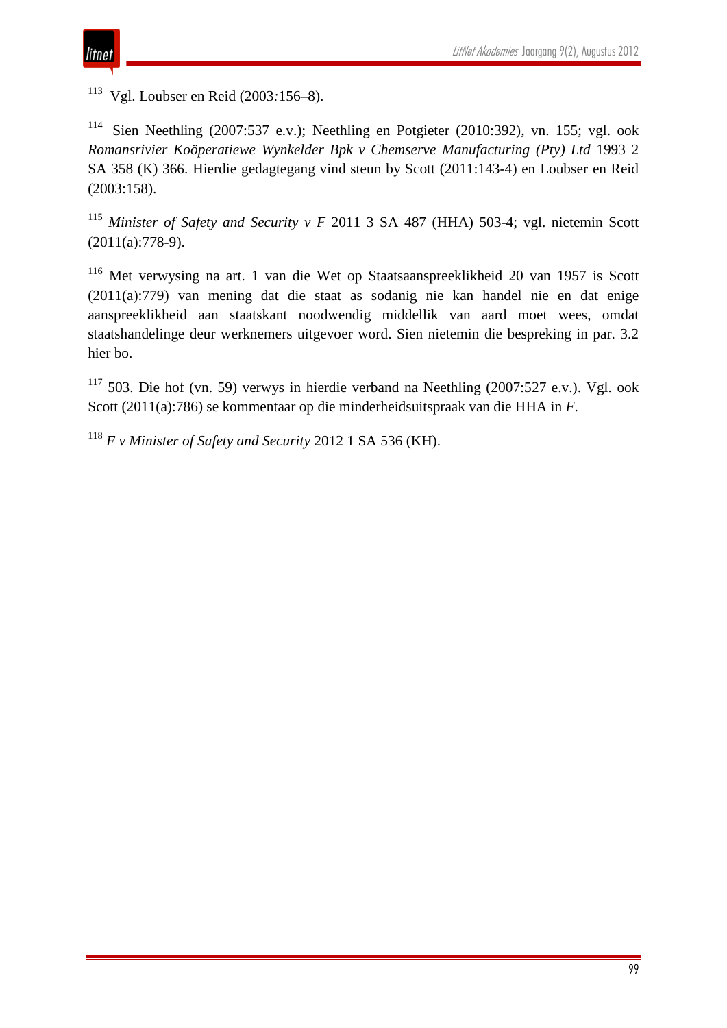[113] Vgl. Loubser en Reid (2003:156–8).

[114] Sien Neethling (2007:537 e.v.); Neethling en Potgieter (2010:392), vn. 155; vgl. ook *Romansrivier Koöperatiewe Wynkelder Bpk v Chemserve Manufacturing (Pty) Ltd* 1993 2 SA 358 (K) 366. Hierdie gedagtegang vind steun by Scott (2011:143-4) en Loubser en Reid (2003:158).

[115] *Minister of Safety and Security v F* 2011 3 SA 487 (HHA) 503-4; vgl. nietemin Scott (2011(a):778-9).

[116] Met verwysing na art. 1 van die Wet op Staatsaanspreeklikheid 20 van 1957 is Scott (2011(a):779) van mening dat die staat as sodanig nie kan handel nie en dat enige aanspreeklikheid aan staatskant noodwendig middellik van aard moet wees, omdat staatshandelinge deur werknemers uitgevoer word. Sien nietemin die bespreking in par. 3.2 hier bo.

[117] 503. Die hof (vn. 59) verwys in hierdie verband na Neethling (2007:527 e.v.). Vgl. ook Scott (2011(a):786) se kommentaar op die minderheidsuitspraak van die HHA in *F*.

[118] *F v Minister of Safety and Security* 2012 1 SA 536 (KH).